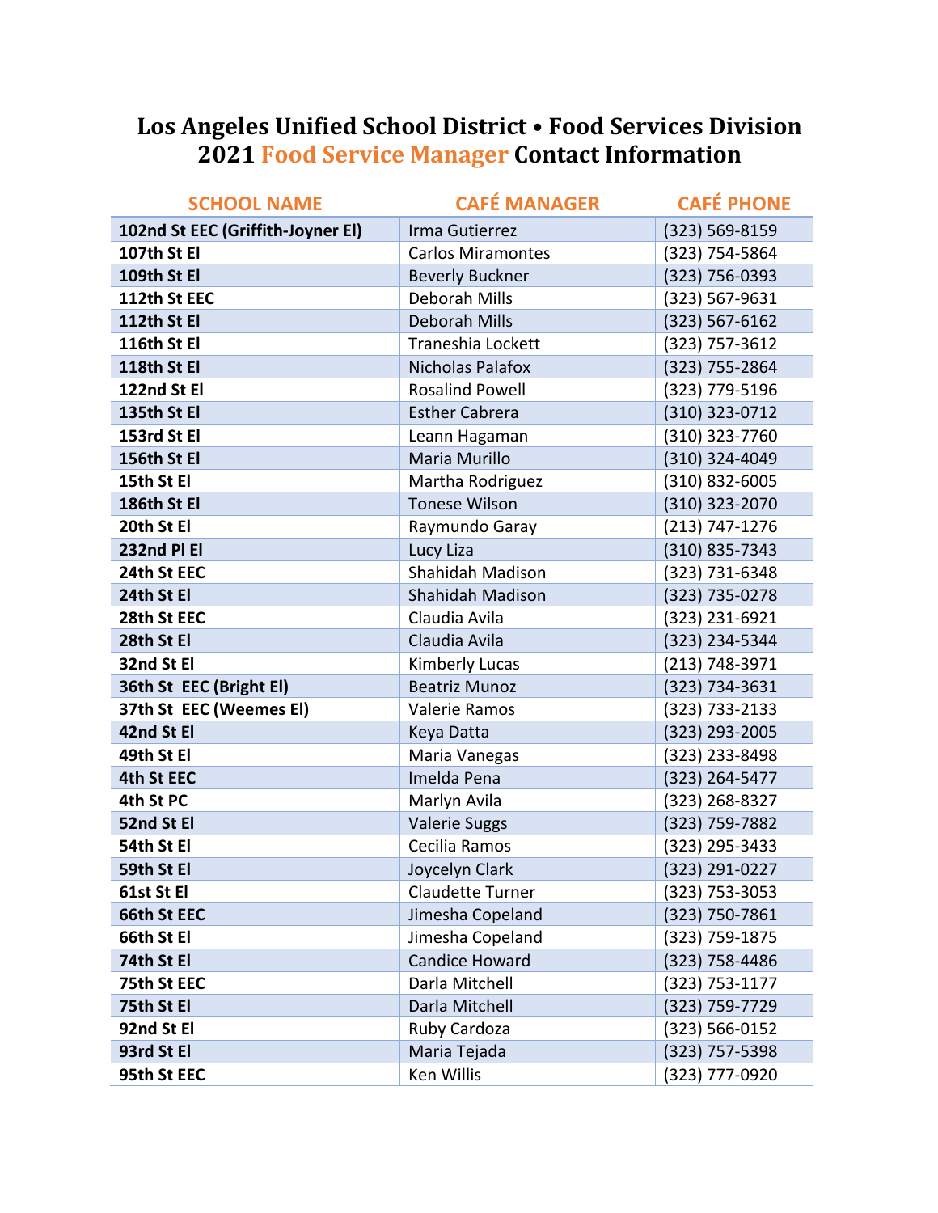# Los Angeles Unified School District • Food Services Division
# 2021 Food Service Manager Contact Information

| SCHOOL NAME | CAFÉ MANAGER | CAFÉ PHONE |
|---|---|---|
| **102nd St EEC (Griffith-Joyner El)** | Irma Gutierrez | (323) 569-8159 |
| **107th St El** | Carlos Miramontes | (323) 754-5864 |
| **109th St El** | Beverly Buckner | (323) 756-0393 |
| **112th St EEC** | Deborah Mills | (323) 567-9631 |
| **112th St El** | Deborah Mills | (323) 567-6162 |
| **116th St El** | Traneshia Lockett | (323) 757-3612 |
| **118th St El** | Nicholas Palafox | (323) 755-2864 |
| **122nd St El** | Rosalind Powell | (323) 779-5196 |
| **135th St El** | Esther Cabrera | (310) 323-0712 |
| **153rd St El** | Leann Hagaman | (310) 323-7760 |
| **156th St El** | Maria Murillo | (310) 324-4049 |
| **15th St El** | Martha Rodriguez | (310) 832-6005 |
| **186th St El** | Tonese Wilson | (310) 323-2070 |
| **20th St El** | Raymundo Garay | (213) 747-1276 |
| **232nd Pl El** | Lucy Liza | (310) 835-7343 |
| **24th St EEC** | Shahidah Madison | (323) 731-6348 |
| **24th St El** | Shahidah Madison | (323) 735-0278 |
| **28th St EEC** | Claudia Avila | (323) 231-6921 |
| **28th St El** | Claudia Avila | (323) 234-5344 |
| **32nd St El** | Kimberly Lucas | (213) 748-3971 |
| **36th St EEC (Bright El)** | Beatriz Munoz | (323) 734-3631 |
| **37th St EEC (Weemes El)** | Valerie Ramos | (323) 733-2133 |
| **42nd St El** | Keya Datta | (323) 293-2005 |
| **49th St El** | Maria Vanegas | (323) 233-8498 |
| **4th St EEC** | Imelda Pena | (323) 264-5477 |
| **4th St PC** | Marlyn Avila | (323) 268-8327 |
| **52nd St El** | Valerie Suggs | (323) 759-7882 |
| **54th St El** | Cecilia Ramos | (323) 295-3433 |
| **59th St El** | Joycelyn Clark | (323) 291-0227 |
| **61st St El** | Claudette Turner | (323) 753-3053 |
| **66th St EEC** | Jimesha Copeland | (323) 750-7861 |
| **66th St El** | Jimesha Copeland | (323) 759-1875 |
| **74th St El** | Candice Howard | (323) 758-4486 |
| **75th St EEC** | Darla Mitchell | (323) 753-1177 |
| **75th St El** | Darla Mitchell | (323) 759-7729 |
| **92nd St El** | Ruby Cardoza | (323) 566-0152 |
| **93rd St El** | Maria Tejada | (323) 757-5398 |
| **95th St EEC** | Ken Willis | (323) 777-0920 |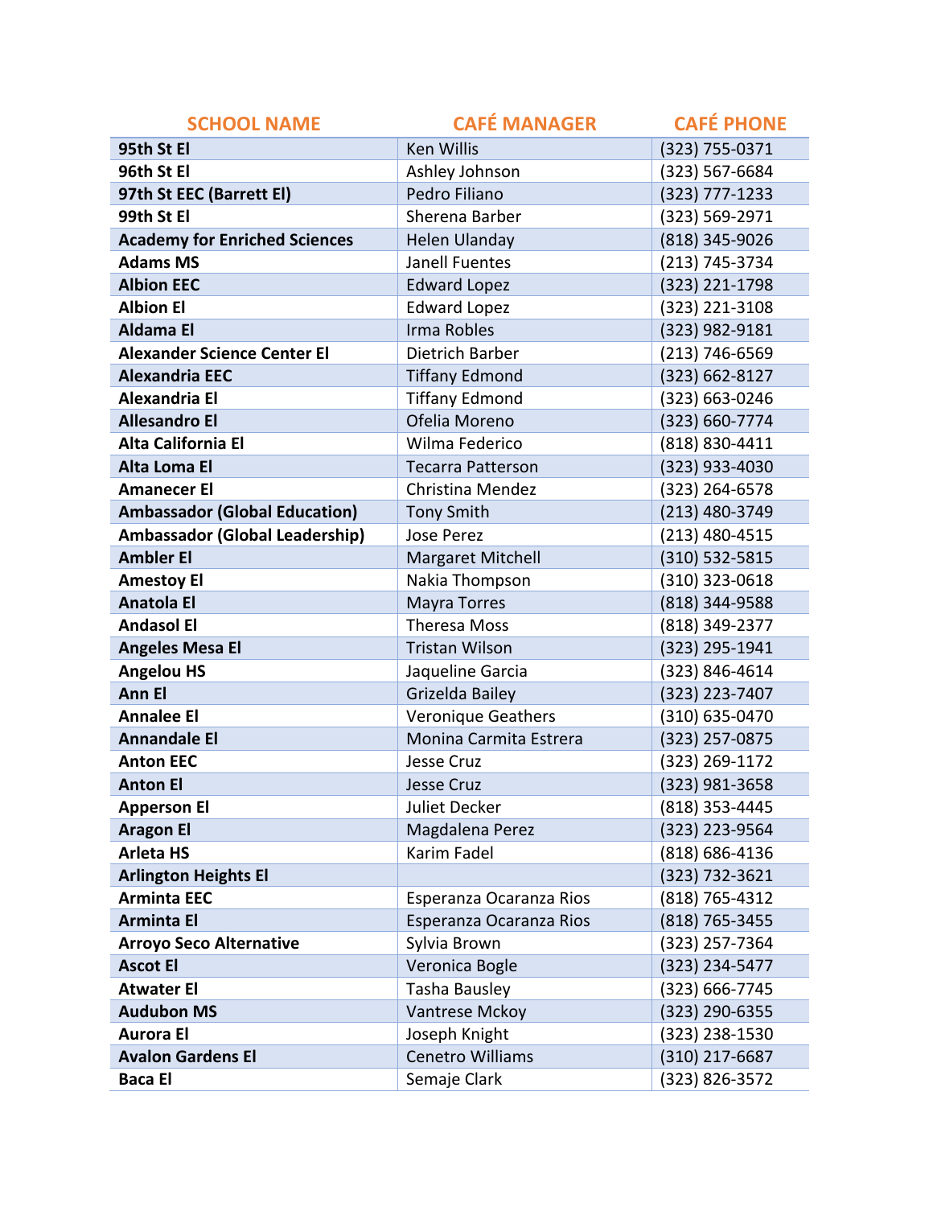| SCHOOL NAME | CAFÉ MANAGER | CAFÉ PHONE |
|---|---|---|
| **95th St El** | Ken Willis | (323) 755-0371 |
| **96th St El** | Ashley Johnson | (323) 567-6684 |
| **97th St EEC (Barrett El)** | Pedro Filiano | (323) 777-1233 |
| **99th St El** | Sherena Barber | (323) 569-2971 |
| **Academy for Enriched Sciences** | Helen Ulanday | (818) 345-9026 |
| **Adams MS** | Janell Fuentes | (213) 745-3734 |
| **Albion EEC** | Edward Lopez | (323) 221-1798 |
| **Albion El** | Edward Lopez | (323) 221-3108 |
| **Aldama El** | Irma Robles | (323) 982-9181 |
| **Alexander Science Center El** | Dietrich Barber | (213) 746-6569 |
| **Alexandria EEC** | Tiffany Edmond | (323) 662-8127 |
| **Alexandria El** | Tiffany Edmond | (323) 663-0246 |
| **Allesandro El** | Ofelia Moreno | (323) 660-7774 |
| **Alta California El** | Wilma Federico | (818) 830-4411 |
| **Alta Loma El** | Tecarra Patterson | (323) 933-4030 |
| **Amanecer El** | Christina Mendez | (323) 264-6578 |
| **Ambassador (Global Education)** | Tony Smith | (213) 480-3749 |
| **Ambassador (Global Leadership)** | Jose Perez | (213) 480-4515 |
| **Ambler El** | Margaret Mitchell | (310) 532-5815 |
| **Amestoy El** | Nakia Thompson | (310) 323-0618 |
| **Anatola El** | Mayra Torres | (818) 344-9588 |
| **Andasol El** | Theresa Moss | (818) 349-2377 |
| **Angeles Mesa El** | Tristan Wilson | (323) 295-1941 |
| **Angelou HS** | Jaqueline Garcia | (323) 846-4614 |
| **Ann El** | Grizelda Bailey | (323) 223-7407 |
| **Annalee El** | Veronique Geathers | (310) 635-0470 |
| **Annandale El** | Monina Carmita Estrera | (323) 257-0875 |
| **Anton EEC** | Jesse Cruz | (323) 269-1172 |
| **Anton El** | Jesse Cruz | (323) 981-3658 |
| **Apperson El** | Juliet Decker | (818) 353-4445 |
| **Aragon El** | Magdalena Perez | (323) 223-9564 |
| **Arleta HS** | Karim Fadel | (818) 686-4136 |
| **Arlington Heights El** | | (323) 732-3621 |
| **Arminta EEC** | Esperanza Ocaranza Rios | (818) 765-4312 |
| **Arminta El** | Esperanza Ocaranza Rios | (818) 765-3455 |
| **Arroyo Seco Alternative** | Sylvia Brown | (323) 257-7364 |
| **Ascot El** | Veronica Bogle | (323) 234-5477 |
| **Atwater El** | Tasha Bausley | (323) 666-7745 |
| **Audubon MS** | Vantrese Mckoy | (323) 290-6355 |
| **Aurora El** | Joseph Knight | (323) 238-1530 |
| **Avalon Gardens El** | Cenetro Williams | (310) 217-6687 |
| **Baca El** | Semaje Clark | (323) 826-3572 |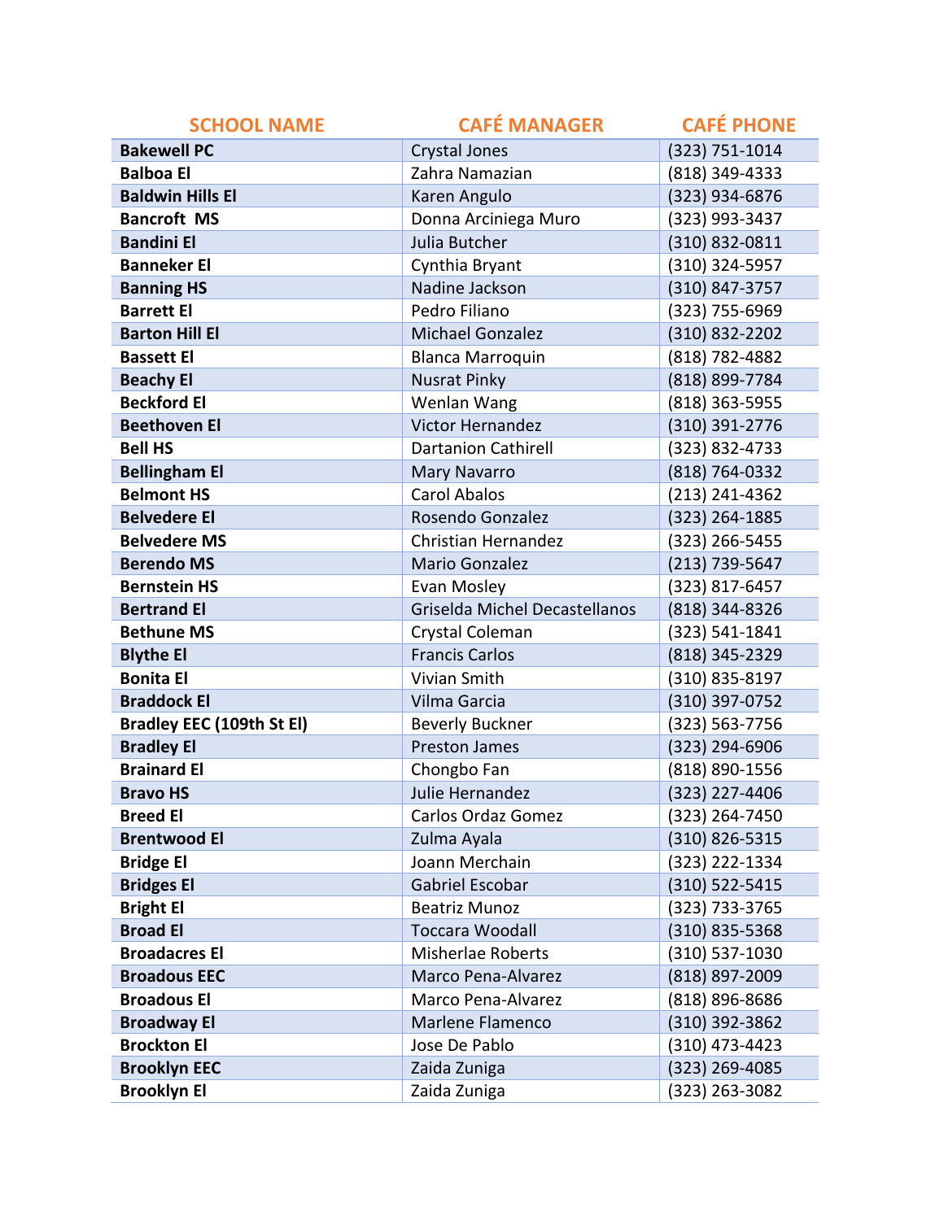| SCHOOL NAME | CAFÉ MANAGER | CAFÉ PHONE |
|---|---|---|
| **Bakewell PC** | Crystal Jones | (323) 751-1014 |
| **Balboa El** | Zahra Namazian | (818) 349-4333 |
| **Baldwin Hills El** | Karen Angulo | (323) 934-6876 |
| **Bancroft MS** | Donna Arciniega Muro | (323) 993-3437 |
| **Bandini El** | Julia Butcher | (310) 832-0811 |
| **Banneker El** | Cynthia Bryant | (310) 324-5957 |
| **Banning HS** | Nadine Jackson | (310) 847-3757 |
| **Barrett El** | Pedro Filiano | (323) 755-6969 |
| **Barton Hill El** | Michael Gonzalez | (310) 832-2202 |
| **Bassett El** | Blanca Marroquin | (818) 782-4882 |
| **Beachy El** | Nusrat Pinky | (818) 899-7784 |
| **Beckford El** | Wenlan Wang | (818) 363-5955 |
| **Beethoven El** | Victor Hernandez | (310) 391-2776 |
| **Bell HS** | Dartanion Cathirell | (323) 832-4733 |
| **Bellingham El** | Mary Navarro | (818) 764-0332 |
| **Belmont HS** | Carol Abalos | (213) 241-4362 |
| **Belvedere El** | Rosendo Gonzalez | (323) 264-1885 |
| **Belvedere MS** | Christian Hernandez | (323) 266-5455 |
| **Berendo MS** | Mario Gonzalez | (213) 739-5647 |
| **Bernstein HS** | Evan Mosley | (323) 817-6457 |
| **Bertrand El** | Griselda Michel Decastellanos | (818) 344-8326 |
| **Bethune MS** | Crystal Coleman | (323) 541-1841 |
| **Blythe El** | Francis Carlos | (818) 345-2329 |
| **Bonita El** | Vivian Smith | (310) 835-8197 |
| **Braddock El** | Vilma Garcia | (310) 397-0752 |
| **Bradley EEC (109th St El)** | Beverly Buckner | (323) 563-7756 |
| **Bradley El** | Preston James | (323) 294-6906 |
| **Brainard El** | Chongbo Fan | (818) 890-1556 |
| **Bravo HS** | Julie Hernandez | (323) 227-4406 |
| **Breed El** | Carlos Ordaz Gomez | (323) 264-7450 |
| **Brentwood El** | Zulma Ayala | (310) 826-5315 |
| **Bridge El** | Joann Merchain | (323) 222-1334 |
| **Bridges El** | Gabriel Escobar | (310) 522-5415 |
| **Bright El** | Beatriz Munoz | (323) 733-3765 |
| **Broad El** | Toccara Woodall | (310) 835-5368 |
| **Broadacres El** | Misherlae Roberts | (310) 537-1030 |
| **Broadous EEC** | Marco Pena-Alvarez | (818) 897-2009 |
| **Broadous El** | Marco Pena-Alvarez | (818) 896-8686 |
| **Broadway El** | Marlene Flamenco | (310) 392-3862 |
| **Brockton El** | Jose De Pablo | (310) 473-4423 |
| **Brooklyn EEC** | Zaida Zuniga | (323) 269-4085 |
| **Brooklyn El** | Zaida Zuniga | (323) 263-3082 |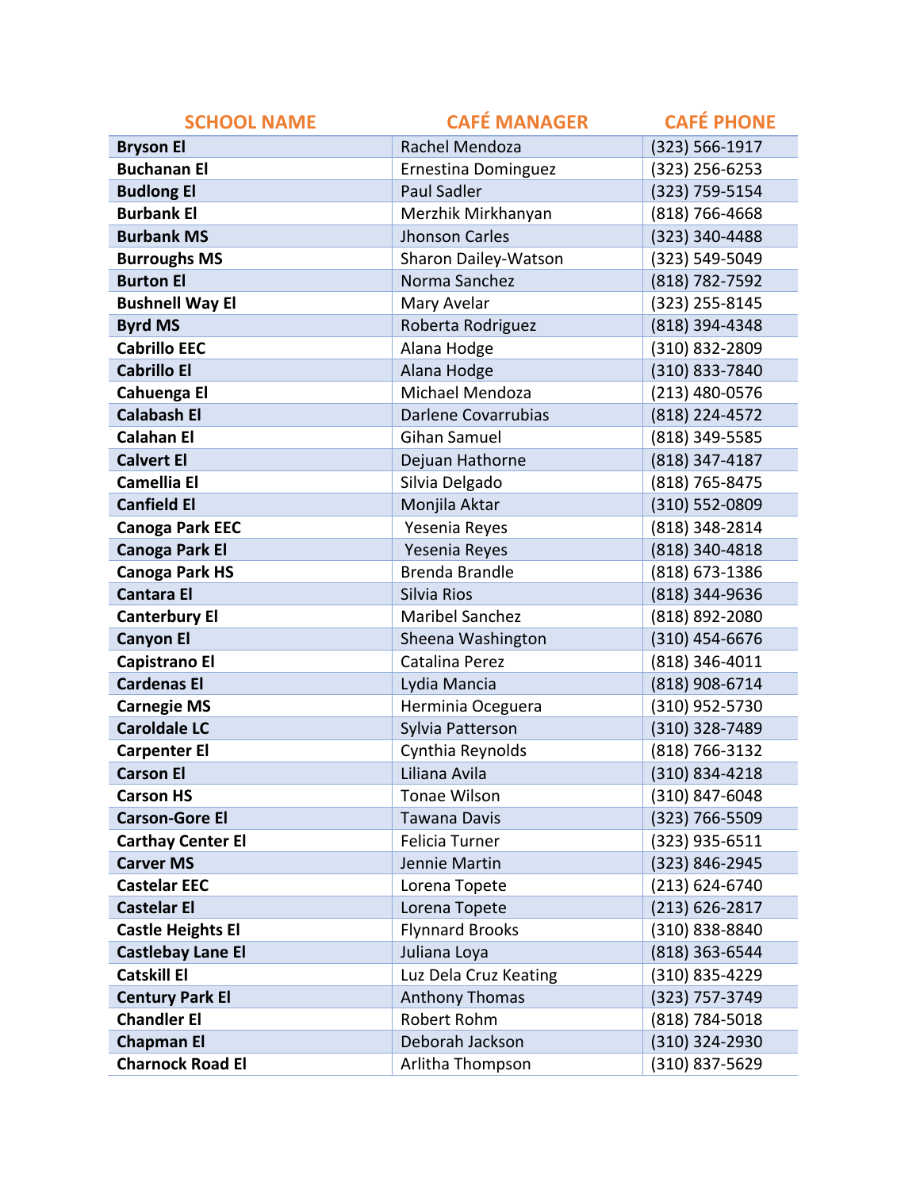| SCHOOL NAME | CAFÉ MANAGER | CAFÉ PHONE |
|---|---|---|
| **Bryson El** | Rachel Mendoza | (323) 566-1917 |
| **Buchanan El** | Ernestina Dominguez | (323) 256-6253 |
| **Budlong El** | Paul Sadler | (323) 759-5154 |
| **Burbank El** | Merzhik Mirkhanyan | (818) 766-4668 |
| **Burbank MS** | Jhonson Carles | (323) 340-4488 |
| **Burroughs MS** | Sharon Dailey-Watson | (323) 549-5049 |
| **Burton El** | Norma Sanchez | (818) 782-7592 |
| **Bushnell Way El** | Mary Avelar | (323) 255-8145 |
| **Byrd MS** | Roberta Rodriguez | (818) 394-4348 |
| **Cabrillo EEC** | Alana Hodge | (310) 832-2809 |
| **Cabrillo El** | Alana Hodge | (310) 833-7840 |
| **Cahuenga El** | Michael Mendoza | (213) 480-0576 |
| **Calabash El** | Darlene Covarrubias | (818) 224-4572 |
| **Calahan El** | Gihan Samuel | (818) 349-5585 |
| **Calvert El** | Dejuan Hathorne | (818) 347-4187 |
| **Camellia El** | Silvia Delgado | (818) 765-8475 |
| **Canfield El** | Monjila Aktar | (310) 552-0809 |
| **Canoga Park EEC** | Yesenia Reyes | (818) 348-2814 |
| **Canoga Park El** | Yesenia Reyes | (818) 340-4818 |
| **Canoga Park HS** | Brenda Brandle | (818) 673-1386 |
| **Cantara El** | Silvia Rios | (818) 344-9636 |
| **Canterbury El** | Maribel Sanchez | (818) 892-2080 |
| **Canyon El** | Sheena Washington | (310) 454-6676 |
| **Capistrano El** | Catalina Perez | (818) 346-4011 |
| **Cardenas El** | Lydia Mancia | (818) 908-6714 |
| **Carnegie MS** | Herminia Oceguera | (310) 952-5730 |
| **Caroldale LC** | Sylvia Patterson | (310) 328-7489 |
| **Carpenter El** | Cynthia Reynolds | (818) 766-3132 |
| **Carson El** | Liliana Avila | (310) 834-4218 |
| **Carson HS** | Tonae Wilson | (310) 847-6048 |
| **Carson-Gore El** | Tawana Davis | (323) 766-5509 |
| **Carthay Center El** | Felicia Turner | (323) 935-6511 |
| **Carver MS** | Jennie Martin | (323) 846-2945 |
| **Castelar EEC** | Lorena Topete | (213) 624-6740 |
| **Castelar El** | Lorena Topete | (213) 626-2817 |
| **Castle Heights El** | Flynnard Brooks | (310) 838-8840 |
| **Castlebay Lane El** | Juliana Loya | (818) 363-6544 |
| **Catskill El** | Luz Dela Cruz Keating | (310) 835-4229 |
| **Century Park El** | Anthony Thomas | (323) 757-3749 |
| **Chandler El** | Robert Rohm | (818) 784-5018 |
| **Chapman El** | Deborah Jackson | (310) 324-2930 |
| **Charnock Road El** | Arlitha Thompson | (310) 837-5629 |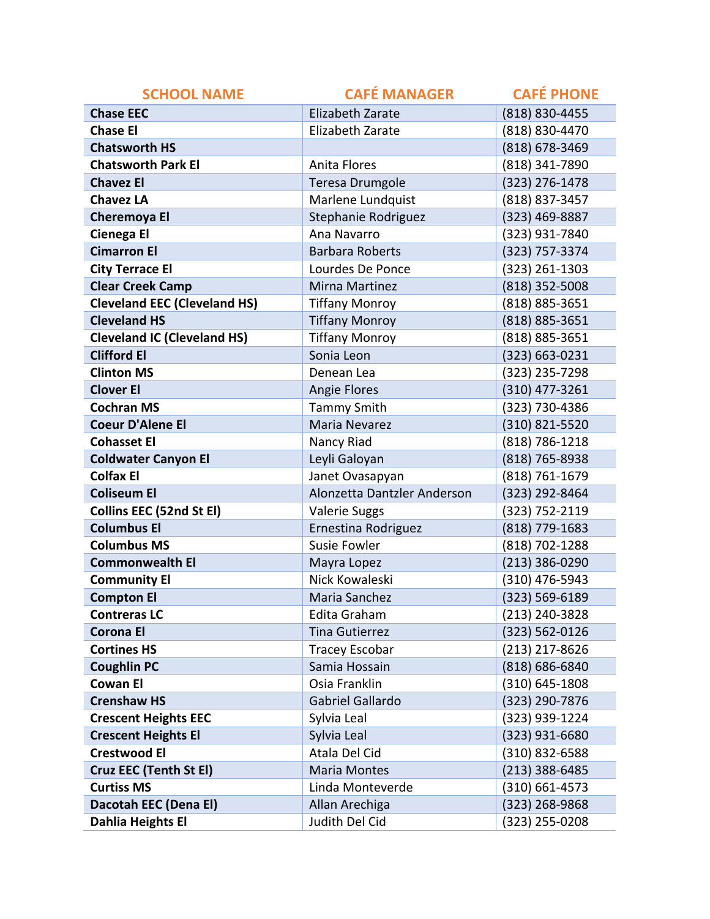| SCHOOL NAME | CAFÉ MANAGER | CAFÉ PHONE |
|---|---|---|
| **Chase EEC** | Elizabeth Zarate | (818) 830-4455 |
| **Chase El** | Elizabeth Zarate | (818) 830-4470 |
| **Chatsworth HS** | | (818) 678-3469 |
| **Chatsworth Park El** | Anita Flores | (818) 341-7890 |
| **Chavez El** | Teresa Drumgole | (323) 276-1478 |
| **Chavez LA** | Marlene Lundquist | (818) 837-3457 |
| **Cheremoya El** | Stephanie Rodriguez | (323) 469-8887 |
| **Cienega El** | Ana Navarro | (323) 931-7840 |
| **Cimarron El** | Barbara Roberts | (323) 757-3374 |
| **City Terrace El** | Lourdes De Ponce | (323) 261-1303 |
| **Clear Creek Camp** | Mirna Martinez | (818) 352-5008 |
| **Cleveland EEC (Cleveland HS)** | Tiffany Monroy | (818) 885-3651 |
| **Cleveland HS** | Tiffany Monroy | (818) 885-3651 |
| **Cleveland IC (Cleveland HS)** | Tiffany Monroy | (818) 885-3651 |
| **Clifford El** | Sonia Leon | (323) 663-0231 |
| **Clinton MS** | Denean Lea | (323) 235-7298 |
| **Clover El** | Angie Flores | (310) 477-3261 |
| **Cochran MS** | Tammy Smith | (323) 730-4386 |
| **Coeur D'Alene El** | Maria Nevarez | (310) 821-5520 |
| **Cohasset El** | Nancy Riad | (818) 786-1218 |
| **Coldwater Canyon El** | Leyli Galoyan | (818) 765-8938 |
| **Colfax El** | Janet Ovasapyan | (818) 761-1679 |
| **Coliseum El** | Alonzetta Dantzler Anderson | (323) 292-8464 |
| **Collins EEC (52nd St El)** | Valerie Suggs | (323) 752-2119 |
| **Columbus El** | Ernestina Rodriguez | (818) 779-1683 |
| **Columbus MS** | Susie Fowler | (818) 702-1288 |
| **Commonwealth El** | Mayra Lopez | (213) 386-0290 |
| **Community El** | Nick Kowaleski | (310) 476-5943 |
| **Compton El** | Maria Sanchez | (323) 569-6189 |
| **Contreras LC** | Edita Graham | (213) 240-3828 |
| **Corona El** | Tina Gutierrez | (323) 562-0126 |
| **Cortines HS** | Tracey Escobar | (213) 217-8626 |
| **Coughlin PC** | Samia Hossain | (818) 686-6840 |
| **Cowan El** | Osia Franklin | (310) 645-1808 |
| **Crenshaw HS** | Gabriel Gallardo | (323) 290-7876 |
| **Crescent Heights EEC** | Sylvia Leal | (323) 939-1224 |
| **Crescent Heights El** | Sylvia Leal | (323) 931-6680 |
| **Crestwood El** | Atala Del Cid | (310) 832-6588 |
| **Cruz EEC (Tenth St El)** | Maria Montes | (213) 388-6485 |
| **Curtiss MS** | Linda Monteverde | (310) 661-4573 |
| **Dacotah EEC (Dena El)** | Allan Arechiga | (323) 268-9868 |
| **Dahlia Heights El** | Judith Del Cid | (323) 255-0208 |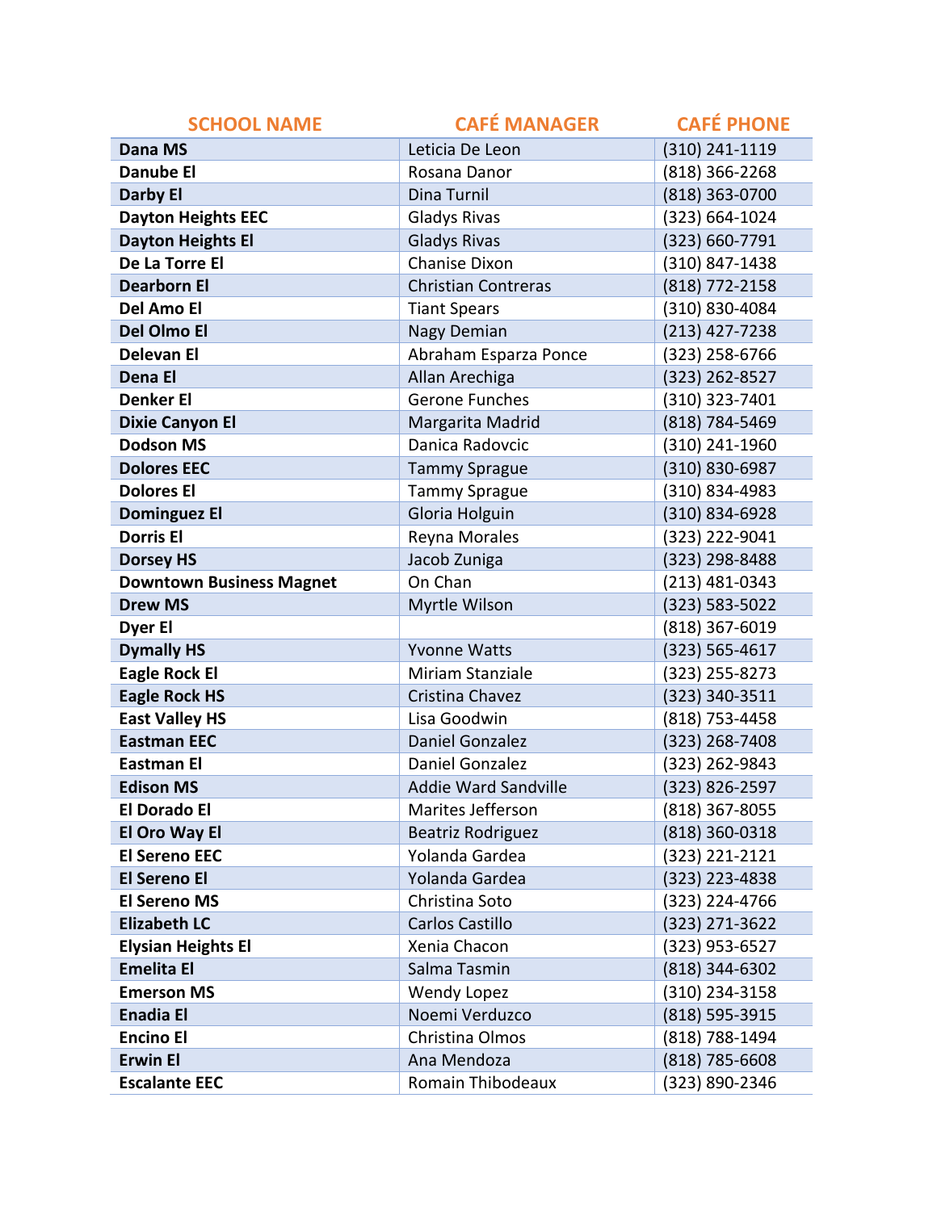| SCHOOL NAME | CAFÉ MANAGER | CAFÉ PHONE |
|---|---|---|
| **Dana MS** | Leticia De Leon | (310) 241-1119 |
| **Danube El** | Rosana Danor | (818) 366-2268 |
| **Darby El** | Dina Turnil | (818) 363-0700 |
| **Dayton Heights EEC** | Gladys Rivas | (323) 664-1024 |
| **Dayton Heights El** | Gladys Rivas | (323) 660-7791 |
| **De La Torre El** | Chanise Dixon | (310) 847-1438 |
| **Dearborn El** | Christian Contreras | (818) 772-2158 |
| **Del Amo El** | Tiant Spears | (310) 830-4084 |
| **Del Olmo El** | Nagy Demian | (213) 427-7238 |
| **Delevan El** | Abraham Esparza Ponce | (323) 258-6766 |
| **Dena El** | Allan Arechiga | (323) 262-8527 |
| **Denker El** | Gerone Funches | (310) 323-7401 |
| **Dixie Canyon El** | Margarita Madrid | (818) 784-5469 |
| **Dodson MS** | Danica Radovcic | (310) 241-1960 |
| **Dolores EEC** | Tammy Sprague | (310) 830-6987 |
| **Dolores El** | Tammy Sprague | (310) 834-4983 |
| **Dominguez El** | Gloria Holguin | (310) 834-6928 |
| **Dorris El** | Reyna Morales | (323) 222-9041 |
| **Dorsey HS** | Jacob Zuniga | (323) 298-8488 |
| **Downtown Business Magnet** | On Chan | (213) 481-0343 |
| **Drew MS** | Myrtle Wilson | (323) 583-5022 |
| **Dyer El** | | (818) 367-6019 |
| **Dymally HS** | Yvonne Watts | (323) 565-4617 |
| **Eagle Rock El** | Miriam Stanziale | (323) 255-8273 |
| **Eagle Rock HS** | Cristina Chavez | (323) 340-3511 |
| **East Valley HS** | Lisa Goodwin | (818) 753-4458 |
| **Eastman EEC** | Daniel Gonzalez | (323) 268-7408 |
| **Eastman El** | Daniel Gonzalez | (323) 262-9843 |
| **Edison MS** | Addie Ward Sandville | (323) 826-2597 |
| **El Dorado El** | Marites Jefferson | (818) 367-8055 |
| **El Oro Way El** | Beatriz Rodriguez | (818) 360-0318 |
| **El Sereno EEC** | Yolanda Gardea | (323) 221-2121 |
| **El Sereno El** | Yolanda Gardea | (323) 223-4838 |
| **El Sereno MS** | Christina Soto | (323) 224-4766 |
| **Elizabeth LC** | Carlos Castillo | (323) 271-3622 |
| **Elysian Heights El** | Xenia Chacon | (323) 953-6527 |
| **Emelita El** | Salma Tasmin | (818) 344-6302 |
| **Emerson MS** | Wendy Lopez | (310) 234-3158 |
| **Enadia El** | Noemi Verduzco | (818) 595-3915 |
| **Encino El** | Christina Olmos | (818) 788-1494 |
| **Erwin El** | Ana Mendoza | (818) 785-6608 |
| **Escalante EEC** | Romain Thibodeaux | (323) 890-2346 |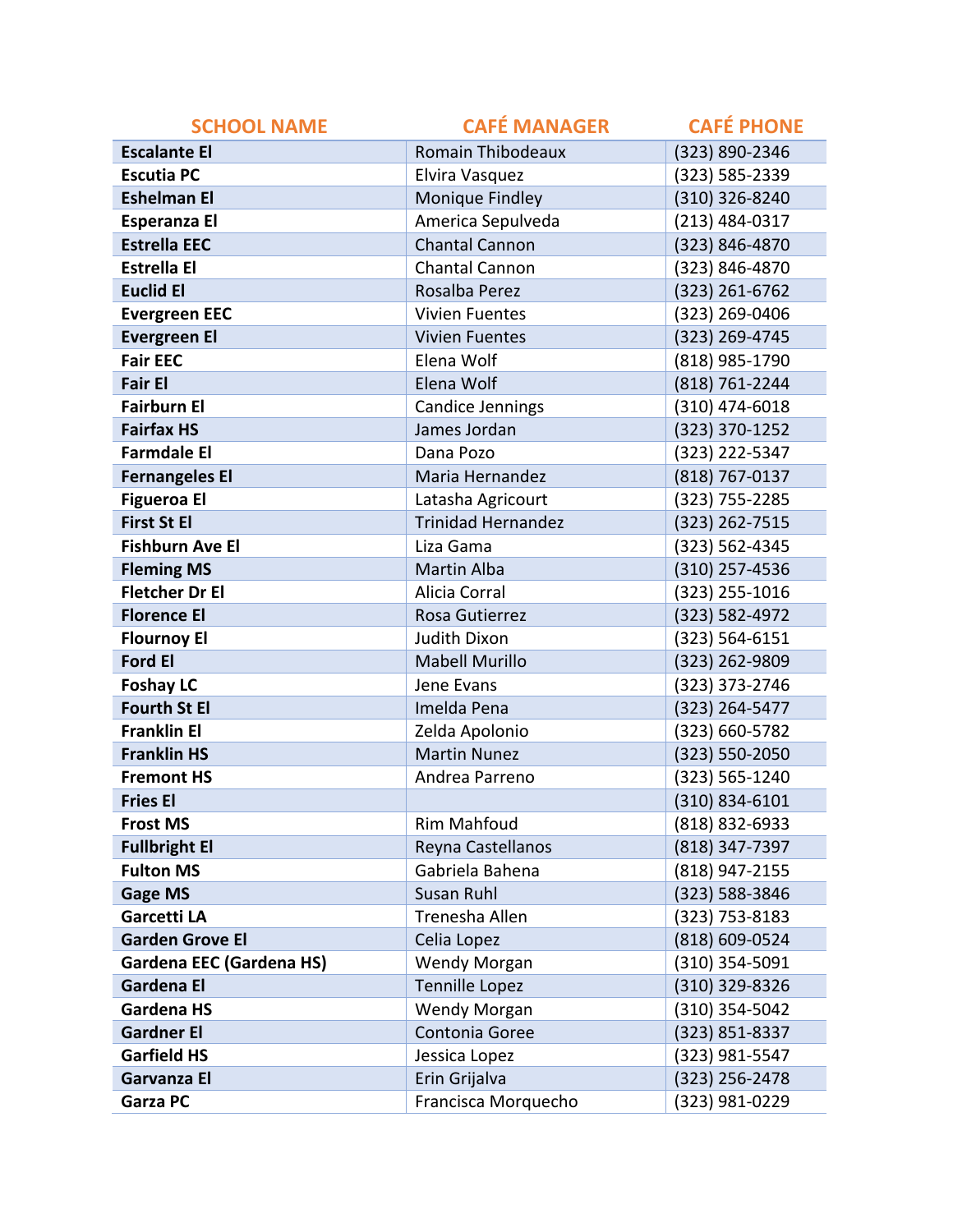| SCHOOL NAME | CAFÉ MANAGER | CAFÉ PHONE |
|---|---|---|
| **Escalante El** | Romain Thibodeaux | (323) 890-2346 |
| **Escutia PC** | Elvira Vasquez | (323) 585-2339 |
| **Eshelman El** | Monique Findley | (310) 326-8240 |
| **Esperanza El** | America Sepulveda | (213) 484-0317 |
| **Estrella EEC** | Chantal Cannon | (323) 846-4870 |
| **Estrella El** | Chantal Cannon | (323) 846-4870 |
| **Euclid El** | Rosalba Perez | (323) 261-6762 |
| **Evergreen EEC** | Vivien Fuentes | (323) 269-0406 |
| **Evergreen El** | Vivien Fuentes | (323) 269-4745 |
| **Fair EEC** | Elena Wolf | (818) 985-1790 |
| **Fair El** | Elena Wolf | (818) 761-2244 |
| **Fairburn El** | Candice Jennings | (310) 474-6018 |
| **Fairfax HS** | James Jordan | (323) 370-1252 |
| **Farmdale El** | Dana Pozo | (323) 222-5347 |
| **Fernangeles El** | Maria Hernandez | (818) 767-0137 |
| **Figueroa El** | Latasha Agricourt | (323) 755-2285 |
| **First St El** | Trinidad Hernandez | (323) 262-7515 |
| **Fishburn Ave El** | Liza Gama | (323) 562-4345 |
| **Fleming MS** | Martin Alba | (310) 257-4536 |
| **Fletcher Dr El** | Alicia Corral | (323) 255-1016 |
| **Florence El** | Rosa Gutierrez | (323) 582-4972 |
| **Flournoy El** | Judith Dixon | (323) 564-6151 |
| **Ford El** | Mabell Murillo | (323) 262-9809 |
| **Foshay LC** | Jene Evans | (323) 373-2746 |
| **Fourth St El** | Imelda Pena | (323) 264-5477 |
| **Franklin El** | Zelda Apolonio | (323) 660-5782 |
| **Franklin HS** | Martin Nunez | (323) 550-2050 |
| **Fremont HS** | Andrea Parreno | (323) 565-1240 |
| **Fries El** | | (310) 834-6101 |
| **Frost MS** | Rim Mahfoud | (818) 832-6933 |
| **Fullbright El** | Reyna Castellanos | (818) 347-7397 |
| **Fulton MS** | Gabriela Bahena | (818) 947-2155 |
| **Gage MS** | Susan Ruhl | (323) 588-3846 |
| **Garcetti LA** | Trenesha Allen | (323) 753-8183 |
| **Garden Grove El** | Celia Lopez | (818) 609-0524 |
| **Gardena EEC (Gardena HS)** | Wendy Morgan | (310) 354-5091 |
| **Gardena El** | Tennille Lopez | (310) 329-8326 |
| **Gardena HS** | Wendy Morgan | (310) 354-5042 |
| **Gardner El** | Contonia Goree | (323) 851-8337 |
| **Garfield HS** | Jessica Lopez | (323) 981-5547 |
| **Garvanza El** | Erin Grijalva | (323) 256-2478 |
| **Garza PC** | Francisca Morquecho | (323) 981-0229 |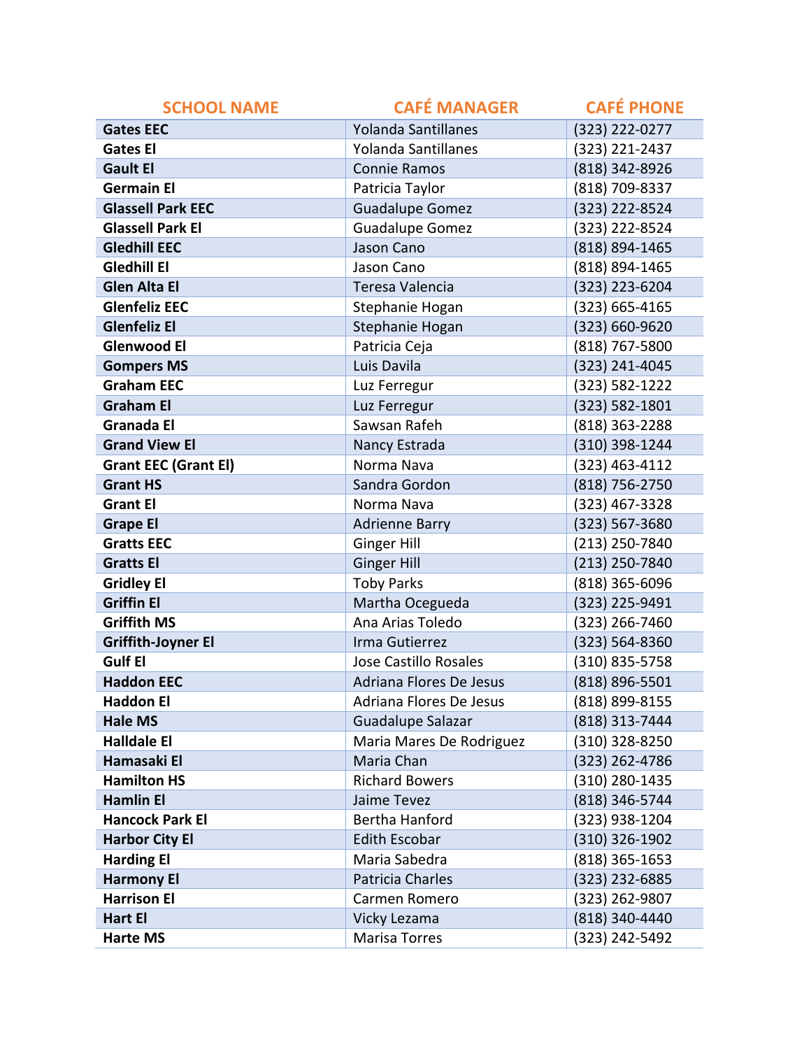| SCHOOL NAME | CAFÉ MANAGER | CAFÉ PHONE |
|---|---|---|
| **Gates EEC** | Yolanda Santillanes | (323) 222-0277 |
| **Gates El** | Yolanda Santillanes | (323) 221-2437 |
| **Gault El** | Connie Ramos | (818) 342-8926 |
| **Germain El** | Patricia Taylor | (818) 709-8337 |
| **Glassell Park EEC** | Guadalupe Gomez | (323) 222-8524 |
| **Glassell Park El** | Guadalupe Gomez | (323) 222-8524 |
| **Gledhill EEC** | Jason Cano | (818) 894-1465 |
| **Gledhill El** | Jason Cano | (818) 894-1465 |
| **Glen Alta El** | Teresa Valencia | (323) 223-6204 |
| **Glenfeliz EEC** | Stephanie Hogan | (323) 665-4165 |
| **Glenfeliz El** | Stephanie Hogan | (323) 660-9620 |
| **Glenwood El** | Patricia Ceja | (818) 767-5800 |
| **Gompers MS** | Luis Davila | (323) 241-4045 |
| **Graham EEC** | Luz Ferregur | (323) 582-1222 |
| **Graham El** | Luz Ferregur | (323) 582-1801 |
| **Granada El** | Sawsan Rafeh | (818) 363-2288 |
| **Grand View El** | Nancy Estrada | (310) 398-1244 |
| **Grant EEC (Grant El)** | Norma Nava | (323) 463-4112 |
| **Grant HS** | Sandra Gordon | (818) 756-2750 |
| **Grant El** | Norma Nava | (323) 467-3328 |
| **Grape El** | Adrienne Barry | (323) 567-3680 |
| **Gratts EEC** | Ginger Hill | (213) 250-7840 |
| **Gratts El** | Ginger Hill | (213) 250-7840 |
| **Gridley El** | Toby Parks | (818) 365-6096 |
| **Griffin El** | Martha Ocegueda | (323) 225-9491 |
| **Griffith MS** | Ana Arias Toledo | (323) 266-7460 |
| **Griffith-Joyner El** | Irma Gutierrez | (323) 564-8360 |
| **Gulf El** | Jose Castillo Rosales | (310) 835-5758 |
| **Haddon EEC** | Adriana Flores De Jesus | (818) 896-5501 |
| **Haddon El** | Adriana Flores De Jesus | (818) 899-8155 |
| **Hale MS** | Guadalupe Salazar | (818) 313-7444 |
| **Halldale El** | Maria Mares De Rodriguez | (310) 328-8250 |
| **Hamasaki El** | Maria Chan | (323) 262-4786 |
| **Hamilton HS** | Richard Bowers | (310) 280-1435 |
| **Hamlin El** | Jaime Tevez | (818) 346-5744 |
| **Hancock Park El** | Bertha Hanford | (323) 938-1204 |
| **Harbor City El** | Edith Escobar | (310) 326-1902 |
| **Harding El** | Maria Sabedra | (818) 365-1653 |
| **Harmony El** | Patricia Charles | (323) 232-6885 |
| **Harrison El** | Carmen Romero | (323) 262-9807 |
| **Hart El** | Vicky Lezama | (818) 340-4440 |
| **Harte MS** | Marisa Torres | (323) 242-5492 |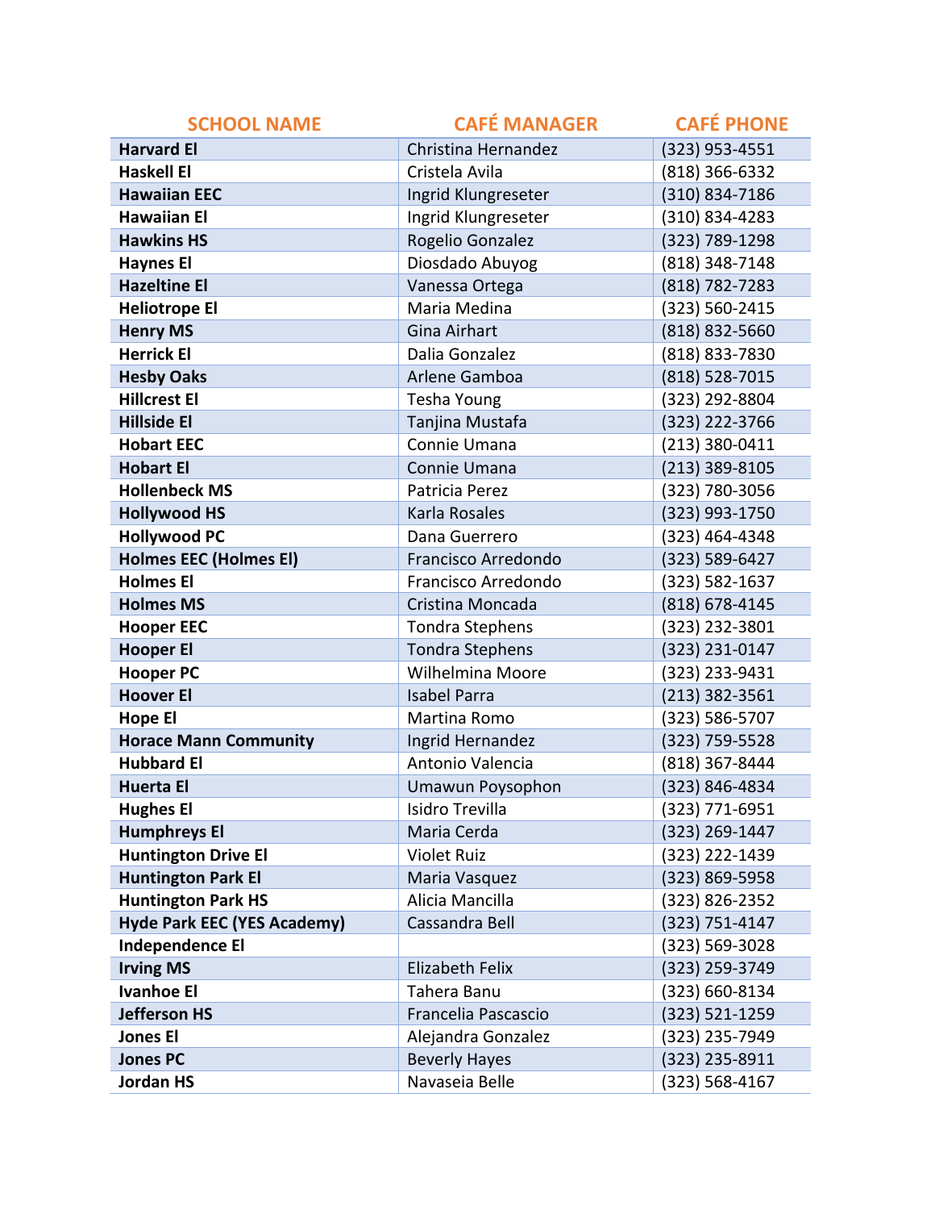| SCHOOL NAME | CAFÉ MANAGER | CAFÉ PHONE |
|---|---|---|
| **Harvard El** | Christina Hernandez | (323) 953-4551 |
| **Haskell El** | Cristela Avila | (818) 366-6332 |
| **Hawaiian EEC** | Ingrid Klungreseter | (310) 834-7186 |
| **Hawaiian El** | Ingrid Klungreseter | (310) 834-4283 |
| **Hawkins HS** | Rogelio Gonzalez | (323) 789-1298 |
| **Haynes El** | Diosdado Abuyog | (818) 348-7148 |
| **Hazeltine El** | Vanessa Ortega | (818) 782-7283 |
| **Heliotrope El** | Maria Medina | (323) 560-2415 |
| **Henry MS** | Gina Airhart | (818) 832-5660 |
| **Herrick El** | Dalia Gonzalez | (818) 833-7830 |
| **Hesby Oaks** | Arlene Gamboa | (818) 528-7015 |
| **Hillcrest El** | Tesha Young | (323) 292-8804 |
| **Hillside El** | Tanjina Mustafa | (323) 222-3766 |
| **Hobart EEC** | Connie Umana | (213) 380-0411 |
| **Hobart El** | Connie Umana | (213) 389-8105 |
| **Hollenbeck MS** | Patricia Perez | (323) 780-3056 |
| **Hollywood HS** | Karla Rosales | (323) 993-1750 |
| **Hollywood PC** | Dana Guerrero | (323) 464-4348 |
| **Holmes EEC (Holmes El)** | Francisco Arredondo | (323) 589-6427 |
| **Holmes El** | Francisco Arredondo | (323) 582-1637 |
| **Holmes MS** | Cristina Moncada | (818) 678-4145 |
| **Hooper EEC** | Tondra Stephens | (323) 232-3801 |
| **Hooper El** | Tondra Stephens | (323) 231-0147 |
| **Hooper PC** | Wilhelmina Moore | (323) 233-9431 |
| **Hoover El** | Isabel Parra | (213) 382-3561 |
| **Hope El** | Martina Romo | (323) 586-5707 |
| **Horace Mann Community** | Ingrid Hernandez | (323) 759-5528 |
| **Hubbard El** | Antonio Valencia | (818) 367-8444 |
| **Huerta El** | Umawun Poysophon | (323) 846-4834 |
| **Hughes El** | Isidro Trevilla | (323) 771-6951 |
| **Humphreys El** | Maria Cerda | (323) 269-1447 |
| **Huntington Drive El** | Violet Ruiz | (323) 222-1439 |
| **Huntington Park El** | Maria Vasquez | (323) 869-5958 |
| **Huntington Park HS** | Alicia Mancilla | (323) 826-2352 |
| **Hyde Park EEC (YES Academy)** | Cassandra Bell | (323) 751-4147 |
| **Independence El** | | (323) 569-3028 |
| **Irving MS** | Elizabeth Felix | (323) 259-3749 |
| **Ivanhoe El** | Tahera Banu | (323) 660-8134 |
| **Jefferson HS** | Francelia Pascascio | (323) 521-1259 |
| **Jones El** | Alejandra Gonzalez | (323) 235-7949 |
| **Jones PC** | Beverly Hayes | (323) 235-8911 |
| **Jordan HS** | Navaseia Belle | (323) 568-4167 |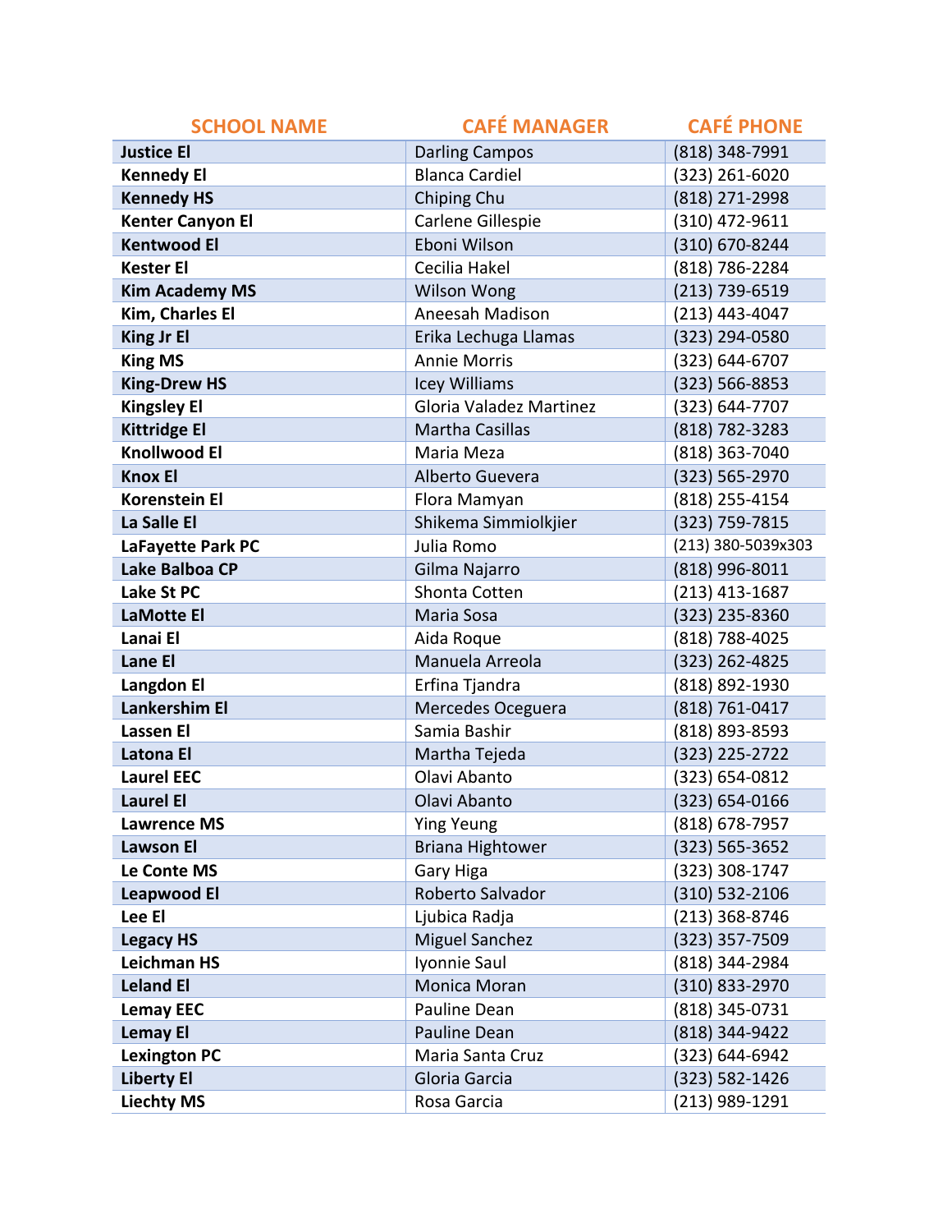| SCHOOL NAME | CAFÉ MANAGER | CAFÉ PHONE |
|---|---|---|
| **Justice El** | Darling Campos | (818) 348-7991 |
| **Kennedy El** | Blanca Cardiel | (323) 261-6020 |
| **Kennedy HS** | Chiping Chu | (818) 271-2998 |
| **Kenter Canyon El** | Carlene Gillespie | (310) 472-9611 |
| **Kentwood El** | Eboni Wilson | (310) 670-8244 |
| **Kester El** | Cecilia Hakel | (818) 786-2284 |
| **Kim Academy MS** | Wilson Wong | (213) 739-6519 |
| **Kim, Charles El** | Aneesah Madison | (213) 443-4047 |
| **King Jr El** | Erika Lechuga Llamas | (323) 294-0580 |
| **King MS** | Annie Morris | (323) 644-6707 |
| **King-Drew HS** | Icey Williams | (323) 566-8853 |
| **Kingsley El** | Gloria Valadez Martinez | (323) 644-7707 |
| **Kittridge El** | Martha Casillas | (818) 782-3283 |
| **Knollwood El** | Maria Meza | (818) 363-7040 |
| **Knox El** | Alberto Guevera | (323) 565-2970 |
| **Korenstein El** | Flora Mamyan | (818) 255-4154 |
| **La Salle El** | Shikema Simmiolkjier | (323) 759-7815 |
| **LaFayette Park PC** | Julia Romo | (213) 380-5039x303 |
| **Lake Balboa CP** | Gilma Najarro | (818) 996-8011 |
| **Lake St PC** | Shonta Cotten | (213) 413-1687 |
| **LaMotte El** | Maria Sosa | (323) 235-8360 |
| **Lanai El** | Aida Roque | (818) 788-4025 |
| **Lane El** | Manuela Arreola | (323) 262-4825 |
| **Langdon El** | Erfina Tjandra | (818) 892-1930 |
| **Lankershim El** | Mercedes Oceguera | (818) 761-0417 |
| **Lassen El** | Samia Bashir | (818) 893-8593 |
| **Latona El** | Martha Tejeda | (323) 225-2722 |
| **Laurel EEC** | Olavi Abanto | (323) 654-0812 |
| **Laurel El** | Olavi Abanto | (323) 654-0166 |
| **Lawrence MS** | Ying Yeung | (818) 678-7957 |
| **Lawson El** | Briana Hightower | (323) 565-3652 |
| **Le Conte MS** | Gary Higa | (323) 308-1747 |
| **Leapwood El** | Roberto Salvador | (310) 532-2106 |
| **Lee El** | Ljubica Radja | (213) 368-8746 |
| **Legacy HS** | Miguel Sanchez | (323) 357-7509 |
| **Leichman HS** | Iyonnie Saul | (818) 344-2984 |
| **Leland El** | Monica Moran | (310) 833-2970 |
| **Lemay EEC** | Pauline Dean | (818) 345-0731 |
| **Lemay El** | Pauline Dean | (818) 344-9422 |
| **Lexington PC** | Maria Santa Cruz | (323) 644-6942 |
| **Liberty El** | Gloria Garcia | (323) 582-1426 |
| **Liechty MS** | Rosa Garcia | (213) 989-1291 |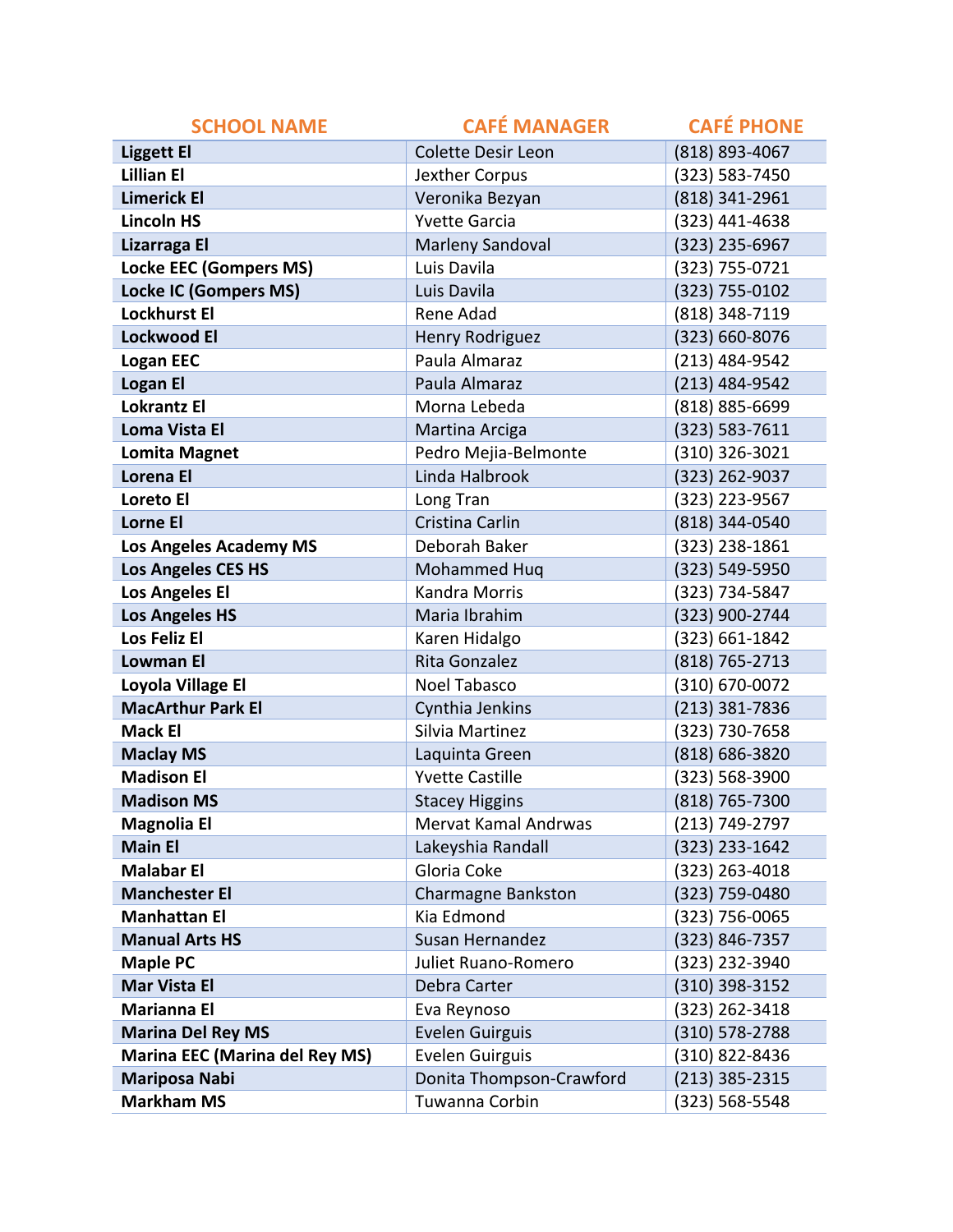| SCHOOL NAME | CAFÉ MANAGER | CAFÉ PHONE |
|---|---|---|
| **Liggett El** | Colette Desir Leon | (818) 893-4067 |
| **Lillian El** | Jexther Corpus | (323) 583-7450 |
| **Limerick El** | Veronika Bezyan | (818) 341-2961 |
| **Lincoln HS** | Yvette Garcia | (323) 441-4638 |
| **Lizarraga El** | Marleny Sandoval | (323) 235-6967 |
| **Locke EEC (Gompers MS)** | Luis Davila | (323) 755-0721 |
| **Locke IC (Gompers MS)** | Luis Davila | (323) 755-0102 |
| **Lockhurst El** | Rene Adad | (818) 348-7119 |
| **Lockwood El** | Henry Rodriguez | (323) 660-8076 |
| **Logan EEC** | Paula Almaraz | (213) 484-9542 |
| **Logan El** | Paula Almaraz | (213) 484-9542 |
| **Lokrantz El** | Morna Lebeda | (818) 885-6699 |
| **Loma Vista El** | Martina Arciga | (323) 583-7611 |
| **Lomita Magnet** | Pedro Mejia-Belmonte | (310) 326-3021 |
| **Lorena El** | Linda Halbrook | (323) 262-9037 |
| **Loreto El** | Long Tran | (323) 223-9567 |
| **Lorne El** | Cristina Carlin | (818) 344-0540 |
| **Los Angeles Academy MS** | Deborah Baker | (323) 238-1861 |
| **Los Angeles CES HS** | Mohammed Huq | (323) 549-5950 |
| **Los Angeles El** | Kandra Morris | (323) 734-5847 |
| **Los Angeles HS** | Maria Ibrahim | (323) 900-2744 |
| **Los Feliz El** | Karen Hidalgo | (323) 661-1842 |
| **Lowman El** | Rita Gonzalez | (818) 765-2713 |
| **Loyola Village El** | Noel Tabasco | (310) 670-0072 |
| **MacArthur Park El** | Cynthia Jenkins | (213) 381-7836 |
| **Mack El** | Silvia Martinez | (323) 730-7658 |
| **Maclay MS** | Laquinta Green | (818) 686-3820 |
| **Madison El** | Yvette Castille | (323) 568-3900 |
| **Madison MS** | Stacey Higgins | (818) 765-7300 |
| **Magnolia El** | Mervat Kamal Andrwas | (213) 749-2797 |
| **Main El** | Lakeyshia Randall | (323) 233-1642 |
| **Malabar El** | Gloria Coke | (323) 263-4018 |
| **Manchester El** | Charmagne Bankston | (323) 759-0480 |
| **Manhattan El** | Kia Edmond | (323) 756-0065 |
| **Manual Arts HS** | Susan Hernandez | (323) 846-7357 |
| **Maple PC** | Juliet Ruano-Romero | (323) 232-3940 |
| **Mar Vista El** | Debra Carter | (310) 398-3152 |
| **Marianna El** | Eva Reynoso | (323) 262-3418 |
| **Marina Del Rey MS** | Evelen Guirguis | (310) 578-2788 |
| **Marina EEC (Marina del Rey MS)** | Evelen Guirguis | (310) 822-8436 |
| **Mariposa Nabi** | Donita Thompson-Crawford | (213) 385-2315 |
| **Markham MS** | Tuwanna Corbin | (323) 568-5548 |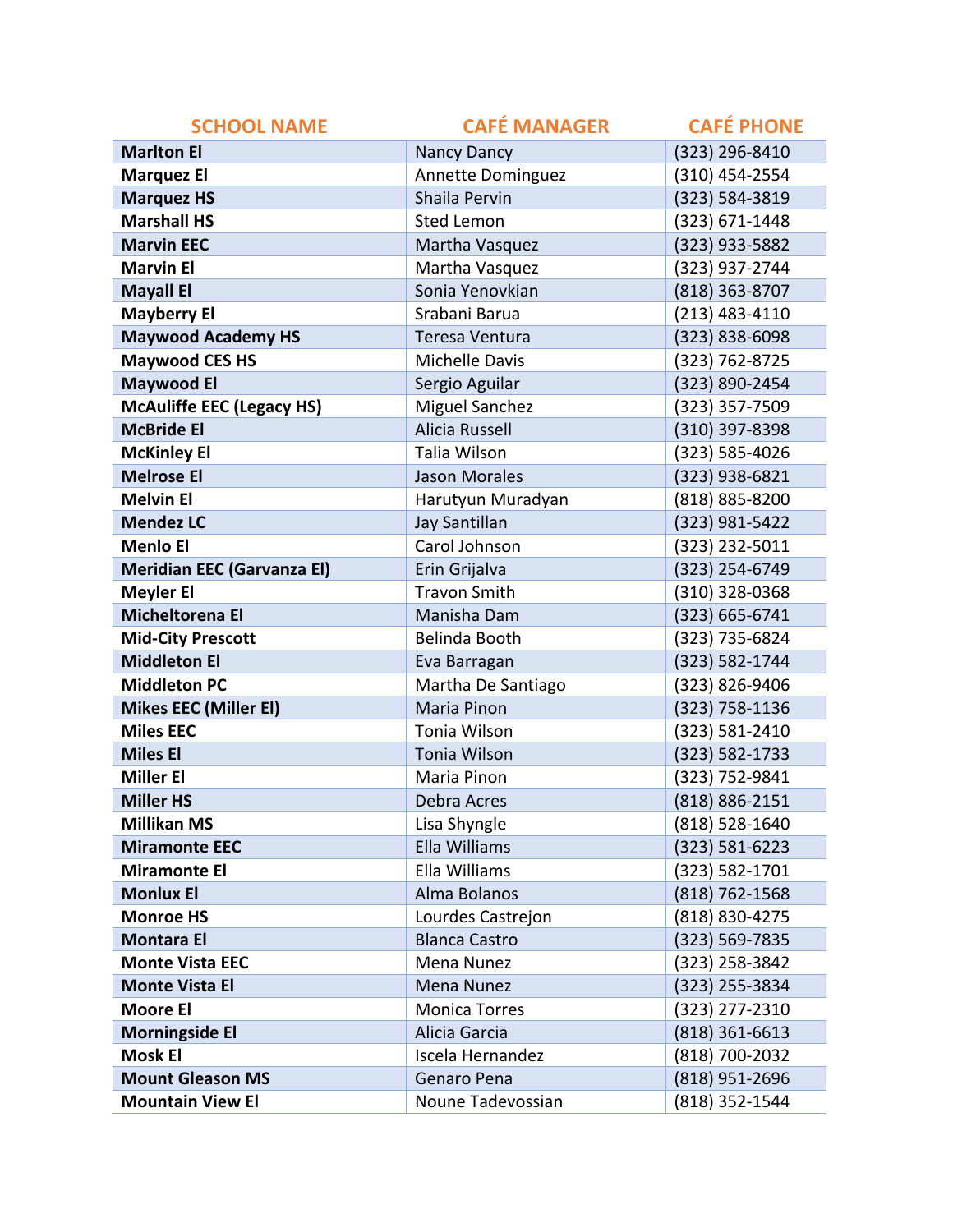| SCHOOL NAME | CAFÉ MANAGER | CAFÉ PHONE |
|---|---|---|
| **Marlton El** | Nancy Dancy | (323) 296-8410 |
| **Marquez El** | Annette Dominguez | (310) 454-2554 |
| **Marquez HS** | Shaila Pervin | (323) 584-3819 |
| **Marshall HS** | Sted Lemon | (323) 671-1448 |
| **Marvin EEC** | Martha Vasquez | (323) 933-5882 |
| **Marvin El** | Martha Vasquez | (323) 937-2744 |
| **Mayall El** | Sonia Yenovkian | (818) 363-8707 |
| **Mayberry El** | Srabani Barua | (213) 483-4110 |
| **Maywood Academy HS** | Teresa Ventura | (323) 838-6098 |
| **Maywood CES HS** | Michelle Davis | (323) 762-8725 |
| **Maywood El** | Sergio Aguilar | (323) 890-2454 |
| **McAuliffe EEC (Legacy HS)** | Miguel Sanchez | (323) 357-7509 |
| **McBride El** | Alicia Russell | (310) 397-8398 |
| **McKinley El** | Talia Wilson | (323) 585-4026 |
| **Melrose El** | Jason Morales | (323) 938-6821 |
| **Melvin El** | Harutyun Muradyan | (818) 885-8200 |
| **Mendez LC** | Jay Santillan | (323) 981-5422 |
| **Menlo El** | Carol Johnson | (323) 232-5011 |
| **Meridian EEC (Garvanza El)** | Erin Grijalva | (323) 254-6749 |
| **Meyler El** | Travon Smith | (310) 328-0368 |
| **Micheltorena El** | Manisha Dam | (323) 665-6741 |
| **Mid-City Prescott** | Belinda Booth | (323) 735-6824 |
| **Middleton El** | Eva Barragan | (323) 582-1744 |
| **Middleton PC** | Martha De Santiago | (323) 826-9406 |
| **Mikes EEC (Miller El)** | Maria Pinon | (323) 758-1136 |
| **Miles EEC** | Tonia Wilson | (323) 581-2410 |
| **Miles El** | Tonia Wilson | (323) 582-1733 |
| **Miller El** | Maria Pinon | (323) 752-9841 |
| **Miller HS** | Debra Acres | (818) 886-2151 |
| **Millikan MS** | Lisa Shyngle | (818) 528-1640 |
| **Miramonte EEC** | Ella Williams | (323) 581-6223 |
| **Miramonte El** | Ella Williams | (323) 582-1701 |
| **Monlux El** | Alma Bolanos | (818) 762-1568 |
| **Monroe HS** | Lourdes Castrejon | (818) 830-4275 |
| **Montara El** | Blanca Castro | (323) 569-7835 |
| **Monte Vista EEC** | Mena Nunez | (323) 258-3842 |
| **Monte Vista El** | Mena Nunez | (323) 255-3834 |
| **Moore El** | Monica Torres | (323) 277-2310 |
| **Morningside El** | Alicia Garcia | (818) 361-6613 |
| **Mosk El** | Iscela Hernandez | (818) 700-2032 |
| **Mount Gleason MS** | Genaro Pena | (818) 951-2696 |
| **Mountain View El** | Noune Tadevossian | (818) 352-1544 |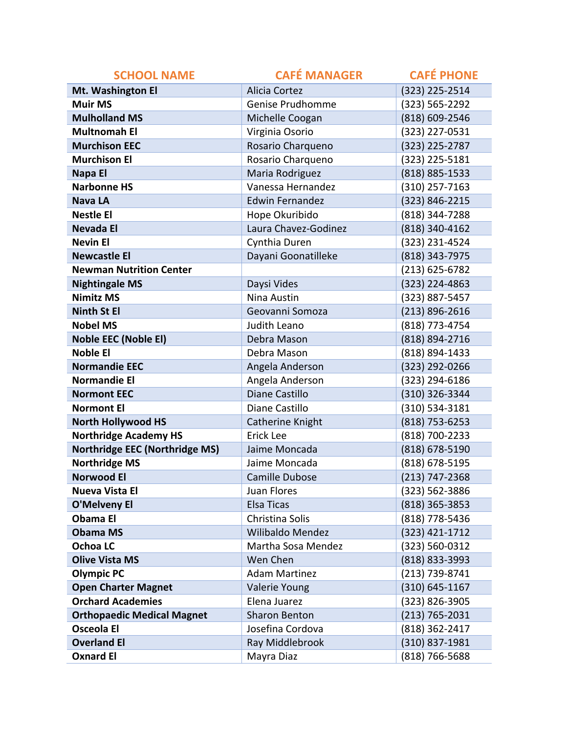| SCHOOL NAME | CAFÉ MANAGER | CAFÉ PHONE |
|---|---|---|
| **Mt. Washington El** | Alicia Cortez | (323) 225-2514 |
| **Muir MS** | Genise Prudhomme | (323) 565-2292 |
| **Mulholland MS** | Michelle Coogan | (818) 609-2546 |
| **Multnomah El** | Virginia Osorio | (323) 227-0531 |
| **Murchison EEC** | Rosario Charqueno | (323) 225-2787 |
| **Murchison El** | Rosario Charqueno | (323) 225-5181 |
| **Napa El** | Maria Rodriguez | (818) 885-1533 |
| **Narbonne HS** | Vanessa Hernandez | (310) 257-7163 |
| **Nava LA** | Edwin Fernandez | (323) 846-2215 |
| **Nestle El** | Hope Okuribido | (818) 344-7288 |
| **Nevada El** | Laura Chavez-Godinez | (818) 340-4162 |
| **Nevin El** | Cynthia Duren | (323) 231-4524 |
| **Newcastle El** | Dayani Goonatilleke | (818) 343-7975 |
| **Newman Nutrition Center** | | (213) 625-6782 |
| **Nightingale MS** | Daysi Vides | (323) 224-4863 |
| **Nimitz MS** | Nina Austin | (323) 887-5457 |
| **Ninth St El** | Geovanni Somoza | (213) 896-2616 |
| **Nobel MS** | Judith Leano | (818) 773-4754 |
| **Noble EEC (Noble El)** | Debra Mason | (818) 894-2716 |
| **Noble El** | Debra Mason | (818) 894-1433 |
| **Normandie EEC** | Angela Anderson | (323) 292-0266 |
| **Normandie El** | Angela Anderson | (323) 294-6186 |
| **Normont EEC** | Diane Castillo | (310) 326-3344 |
| **Normont El** | Diane Castillo | (310) 534-3181 |
| **North Hollywood HS** | Catherine Knight | (818) 753-6253 |
| **Northridge Academy HS** | Erick Lee | (818) 700-2233 |
| **Northridge EEC (Northridge MS)** | Jaime Moncada | (818) 678-5190 |
| **Northridge MS** | Jaime Moncada | (818) 678-5195 |
| **Norwood El** | Camille Dubose | (213) 747-2368 |
| **Nueva Vista El** | Juan Flores | (323) 562-3886 |
| **O'Melveny El** | Elsa Ticas | (818) 365-3853 |
| **Obama El** | Christina Solis | (818) 778-5436 |
| **Obama MS** | Wilibaldo Mendez | (323) 421-1712 |
| **Ochoa LC** | Martha Sosa Mendez | (323) 560-0312 |
| **Olive Vista MS** | Wen Chen | (818) 833-3993 |
| **Olympic PC** | Adam Martinez | (213) 739-8741 |
| **Open Charter Magnet** | Valerie Young | (310) 645-1167 |
| **Orchard Academies** | Elena Juarez | (323) 826-3905 |
| **Orthopaedic Medical Magnet** | Sharon Benton | (213) 765-2031 |
| **Osceola El** | Josefina Cordova | (818) 362-2417 |
| **Overland El** | Ray Middlebrook | (310) 837-1981 |
| **Oxnard El** | Mayra Diaz | (818) 766-5688 |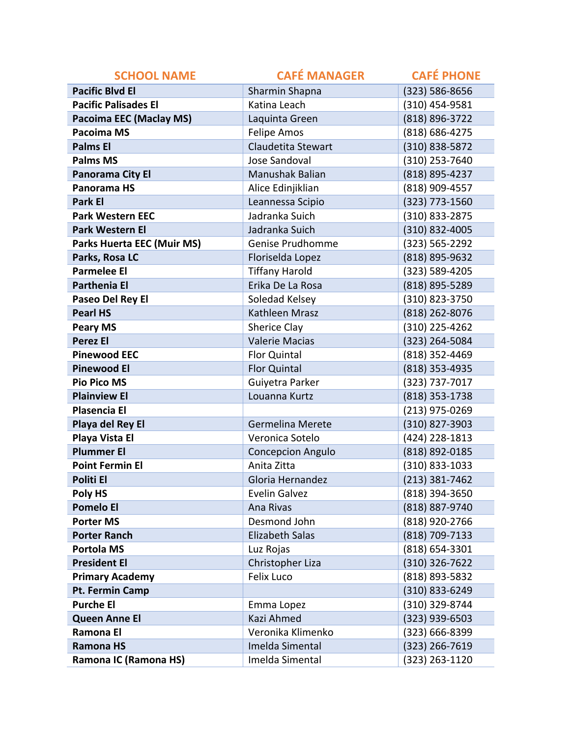| SCHOOL NAME | CAFÉ MANAGER | CAFÉ PHONE |
|---|---|---|
| **Pacific Blvd El** | Sharmin Shapna | (323) 586-8656 |
| **Pacific Palisades El** | Katina Leach | (310) 454-9581 |
| **Pacoima EEC (Maclay MS)** | Laquinta Green | (818) 896-3722 |
| **Pacoima MS** | Felipe Amos | (818) 686-4275 |
| **Palms El** | Claudetita Stewart | (310) 838-5872 |
| **Palms MS** | Jose Sandoval | (310) 253-7640 |
| **Panorama City El** | Manushak Balian | (818) 895-4237 |
| **Panorama HS** | Alice Edinjiklian | (818) 909-4557 |
| **Park El** | Leannessa Scipio | (323) 773-1560 |
| **Park Western EEC** | Jadranka Suich | (310) 833-2875 |
| **Park Western El** | Jadranka Suich | (310) 832-4005 |
| **Parks Huerta EEC (Muir MS)** | Genise Prudhomme | (323) 565-2292 |
| **Parks, Rosa LC** | Floriselda Lopez | (818) 895-9632 |
| **Parmelee El** | Tiffany Harold | (323) 589-4205 |
| **Parthenia El** | Erika De La Rosa | (818) 895-5289 |
| **Paseo Del Rey El** | Soledad Kelsey | (310) 823-3750 |
| **Pearl HS** | Kathleen Mrasz | (818) 262-8076 |
| **Peary MS** | Sherice Clay | (310) 225-4262 |
| **Perez El** | Valerie Macias | (323) 264-5084 |
| **Pinewood EEC** | Flor Quintal | (818) 352-4469 |
| **Pinewood El** | Flor Quintal | (818) 353-4935 |
| **Pio Pico MS** | Guiyetra Parker | (323) 737-7017 |
| **Plainview El** | Louanna Kurtz | (818) 353-1738 |
| **Plasencia El** | | (213) 975-0269 |
| **Playa del Rey El** | Germelina Merete | (310) 827-3903 |
| **Playa Vista El** | Veronica Sotelo | (424) 228-1813 |
| **Plummer El** | Concepcion Angulo | (818) 892-0185 |
| **Point Fermin El** | Anita Zitta | (310) 833-1033 |
| **Politi El** | Gloria Hernandez | (213) 381-7462 |
| **Poly HS** | Evelin Galvez | (818) 394-3650 |
| **Pomelo El** | Ana Rivas | (818) 887-9740 |
| **Porter MS** | Desmond John | (818) 920-2766 |
| **Porter Ranch** | Elizabeth Salas | (818) 709-7133 |
| **Portola MS** | Luz Rojas | (818) 654-3301 |
| **President El** | Christopher Liza | (310) 326-7622 |
| **Primary Academy** | Felix Luco | (818) 893-5832 |
| **Pt. Fermin Camp** | | (310) 833-6249 |
| **Purche El** | Emma Lopez | (310) 329-8744 |
| **Queen Anne El** | Kazi Ahmed | (323) 939-6503 |
| **Ramona El** | Veronika Klimenko | (323) 666-8399 |
| **Ramona HS** | Imelda Simental | (323) 266-7619 |
| **Ramona IC (Ramona HS)** | Imelda Simental | (323) 263-1120 |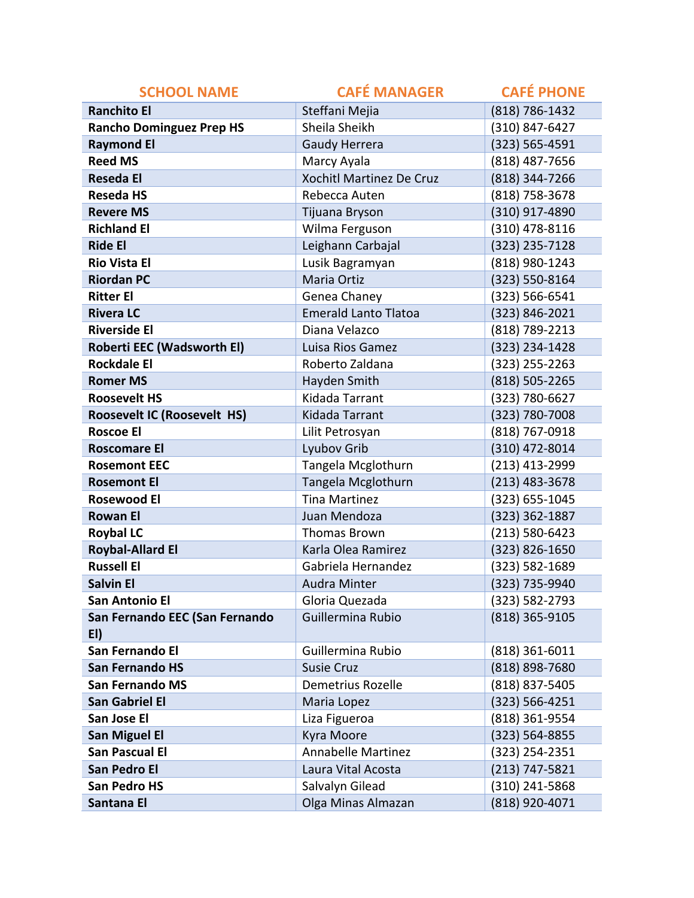| SCHOOL NAME | CAFÉ MANAGER | CAFÉ PHONE |
|---|---|---|
| **Ranchito El** | Steffani Mejia | (818) 786-1432 |
| **Rancho Dominguez Prep HS** | Sheila Sheikh | (310) 847-6427 |
| **Raymond El** | Gaudy Herrera | (323) 565-4591 |
| **Reed MS** | Marcy Ayala | (818) 487-7656 |
| **Reseda El** | Xochitl Martinez De Cruz | (818) 344-7266 |
| **Reseda HS** | Rebecca Auten | (818) 758-3678 |
| **Revere MS** | Tijuana Bryson | (310) 917-4890 |
| **Richland El** | Wilma Ferguson | (310) 478-8116 |
| **Ride El** | Leighann Carbajal | (323) 235-7128 |
| **Rio Vista El** | Lusik Bagramyan | (818) 980-1243 |
| **Riordan PC** | Maria Ortiz | (323) 550-8164 |
| **Ritter El** | Genea Chaney | (323) 566-6541 |
| **Rivera LC** | Emerald Lanto Tlatoa | (323) 846-2021 |
| **Riverside El** | Diana Velazco | (818) 789-2213 |
| **Roberti EEC (Wadsworth El)** | Luisa Rios Gamez | (323) 234-1428 |
| **Rockdale El** | Roberto Zaldana | (323) 255-2263 |
| **Romer MS** | Hayden Smith | (818) 505-2265 |
| **Roosevelt HS** | Kidada Tarrant | (323) 780-6627 |
| **Roosevelt IC (Roosevelt HS)** | Kidada Tarrant | (323) 780-7008 |
| **Roscoe El** | Lilit Petrosyan | (818) 767-0918 |
| **Roscomare El** | Lyubov Grib | (310) 472-8014 |
| **Rosemont EEC** | Tangela Mcglothurn | (213) 413-2999 |
| **Rosemont El** | Tangela Mcglothurn | (213) 483-3678 |
| **Rosewood El** | Tina Martinez | (323) 655-1045 |
| **Rowan El** | Juan Mendoza | (323) 362-1887 |
| **Roybal LC** | Thomas Brown | (213) 580-6423 |
| **Roybal-Allard El** | Karla Olea Ramirez | (323) 826-1650 |
| **Russell El** | Gabriela Hernandez | (323) 582-1689 |
| **Salvin El** | Audra Minter | (323) 735-9940 |
| **San Antonio El** | Gloria Quezada | (323) 582-2793 |
| **San Fernando EEC (San Fernando El)** | Guillermina Rubio | (818) 365-9105 |
| **San Fernando El** | Guillermina Rubio | (818) 361-6011 |
| **San Fernando HS** | Susie Cruz | (818) 898-7680 |
| **San Fernando MS** | Demetrius Rozelle | (818) 837-5405 |
| **San Gabriel El** | Maria Lopez | (323) 566-4251 |
| **San Jose El** | Liza Figueroa | (818) 361-9554 |
| **San Miguel El** | Kyra Moore | (323) 564-8855 |
| **San Pascual El** | Annabelle Martinez | (323) 254-2351 |
| **San Pedro El** | Laura Vital Acosta | (213) 747-5821 |
| **San Pedro HS** | Salvalyn Gilead | (310) 241-5868 |
| **Santana El** | Olga Minas Almazan | (818) 920-4071 |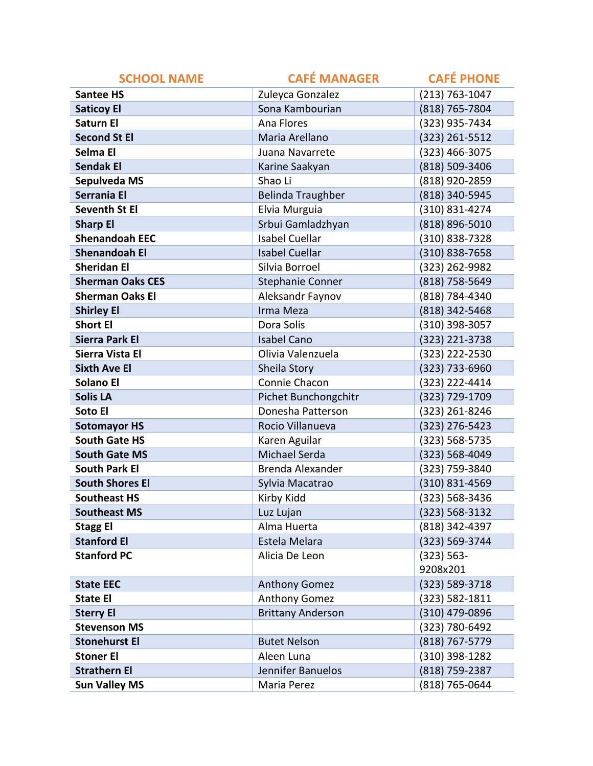| SCHOOL NAME | CAFÉ MANAGER | CAFÉ PHONE |
|---|---|---|
| **Santee HS** | Zuleyca Gonzalez | (213) 763-1047 |
| **Saticoy El** | Sona Kambourian | (818) 765-7804 |
| **Saturn El** | Ana Flores | (323) 935-7434 |
| **Second St El** | Maria Arellano | (323) 261-5512 |
| **Selma El** | Juana Navarrete | (323) 466-3075 |
| **Sendak El** | Karine Saakyan | (818) 509-3406 |
| **Sepulveda MS** | Shao Li | (818) 920-2859 |
| **Serrania El** | Belinda Traughber | (818) 340-5945 |
| **Seventh St El** | Elvia Murguia | (310) 831-4274 |
| **Sharp El** | Srbui Gamladzhyan | (818) 896-5010 |
| **Shenandoah EEC** | Isabel Cuellar | (310) 838-7328 |
| **Shenandoah El** | Isabel Cuellar | (310) 838-7658 |
| **Sheridan El** | Silvia Borroel | (323) 262-9982 |
| **Sherman Oaks CES** | Stephanie Conner | (818) 758-5649 |
| **Sherman Oaks El** | Aleksandr Faynov | (818) 784-4340 |
| **Shirley El** | Irma Meza | (818) 342-5468 |
| **Short El** | Dora Solis | (310) 398-3057 |
| **Sierra Park El** | Isabel Cano | (323) 221-3738 |
| **Sierra Vista El** | Olivia Valenzuela | (323) 222-2530 |
| **Sixth Ave El** | Sheila Story | (323) 733-6960 |
| **Solano El** | Connie Chacon | (323) 222-4414 |
| **Solis LA** | Pichet Bunchongchitr | (323) 729-1709 |
| **Soto El** | Donesha Patterson | (323) 261-8246 |
| **Sotomayor HS** | Rocio Villanueva | (323) 276-5423 |
| **South Gate HS** | Karen Aguilar | (323) 568-5735 |
| **South Gate MS** | Michael Serda | (323) 568-4049 |
| **South Park El** | Brenda Alexander | (323) 759-3840 |
| **South Shores El** | Sylvia Macatrao | (310) 831-4569 |
| **Southeast HS** | Kirby Kidd | (323) 568-3436 |
| **Southeast MS** | Luz Lujan | (323) 568-3132 |
| **Stagg El** | Alma Huerta | (818) 342-4397 |
| **Stanford El** | Estela Melara | (323) 569-3744 |
| **Stanford PC** | Alicia De Leon | (323) 563-9208x201 |
| **State EEC** | Anthony Gomez | (323) 589-3718 |
| **State El** | Anthony Gomez | (323) 582-1811 |
| **Sterry El** | Brittany Anderson | (310) 479-0896 |
| **Stevenson MS** | | (323) 780-6492 |
| **Stonehurst El** | Butet Nelson | (818) 767-5779 |
| **Stoner El** | Aleen Luna | (310) 398-1282 |
| **Strathern El** | Jennifer Banuelos | (818) 759-2387 |
| **Sun Valley MS** | Maria Perez | (818) 765-0644 |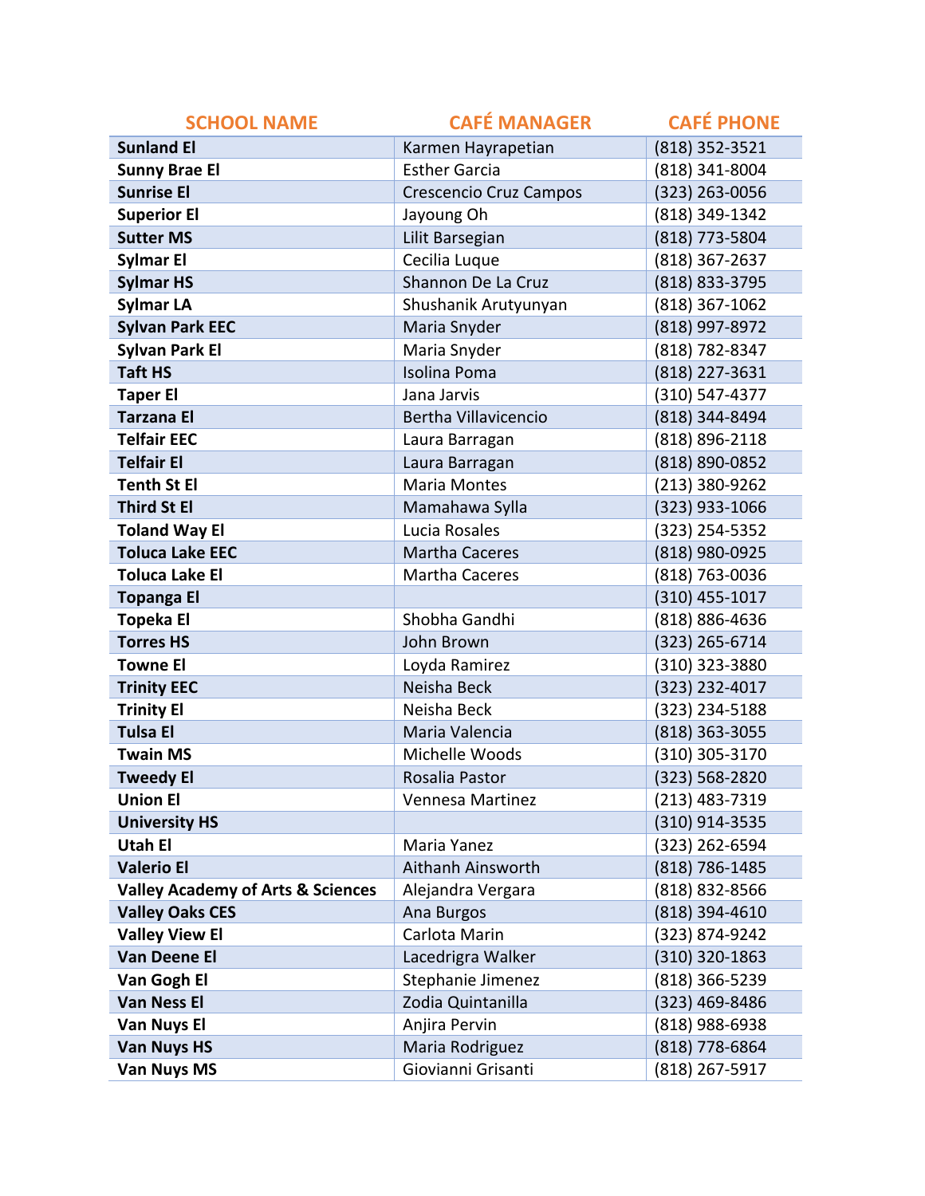| SCHOOL NAME | CAFÉ MANAGER | CAFÉ PHONE |
| --- | --- | --- |
| **Sunland El** | Karmen Hayrapetian | (818) 352-3521 |
| **Sunny Brae El** | Esther Garcia | (818) 341-8004 |
| **Sunrise El** | Crescencio Cruz Campos | (323) 263-0056 |
| **Superior El** | Jayoung Oh | (818) 349-1342 |
| **Sutter MS** | Lilit Barsegian | (818) 773-5804 |
| **Sylmar El** | Cecilia Luque | (818) 367-2637 |
| **Sylmar HS** | Shannon De La Cruz | (818) 833-3795 |
| **Sylmar LA** | Shushanik Arutyunyan | (818) 367-1062 |
| **Sylvan Park EEC** | Maria Snyder | (818) 997-8972 |
| **Sylvan Park El** | Maria Snyder | (818) 782-8347 |
| **Taft HS** | Isolina Poma | (818) 227-3631 |
| **Taper El** | Jana Jarvis | (310) 547-4377 |
| **Tarzana El** | Bertha Villavicencio | (818) 344-8494 |
| **Telfair EEC** | Laura Barragan | (818) 896-2118 |
| **Telfair El** | Laura Barragan | (818) 890-0852 |
| **Tenth St El** | Maria Montes | (213) 380-9262 |
| **Third St El** | Mamahawa Sylla | (323) 933-1066 |
| **Toland Way El** | Lucia Rosales | (323) 254-5352 |
| **Toluca Lake EEC** | Martha Caceres | (818) 980-0925 |
| **Toluca Lake El** | Martha Caceres | (818) 763-0036 |
| **Topanga El** | | (310) 455-1017 |
| **Topeka El** | Shobha Gandhi | (818) 886-4636 |
| **Torres HS** | John Brown | (323) 265-6714 |
| **Towne El** | Loyda Ramirez | (310) 323-3880 |
| **Trinity EEC** | Neisha Beck | (323) 232-4017 |
| **Trinity El** | Neisha Beck | (323) 234-5188 |
| **Tulsa El** | Maria Valencia | (818) 363-3055 |
| **Twain MS** | Michelle Woods | (310) 305-3170 |
| **Tweedy El** | Rosalia Pastor | (323) 568-2820 |
| **Union El** | Vennesa Martinez | (213) 483-7319 |
| **University HS** | | (310) 914-3535 |
| **Utah El** | Maria Yanez | (323) 262-6594 |
| **Valerio El** | Aithanh Ainsworth | (818) 786-1485 |
| **Valley Academy of Arts & Sciences** | Alejandra Vergara | (818) 832-8566 |
| **Valley Oaks CES** | Ana Burgos | (818) 394-4610 |
| **Valley View El** | Carlota Marin | (323) 874-9242 |
| **Van Deene El** | Lacedrigra Walker | (310) 320-1863 |
| **Van Gogh El** | Stephanie Jimenez | (818) 366-5239 |
| **Van Ness El** | Zodia Quintanilla | (323) 469-8486 |
| **Van Nuys El** | Anjira Pervin | (818) 988-6938 |
| **Van Nuys HS** | Maria Rodriguez | (818) 778-6864 |
| **Van Nuys MS** | Giovianni Grisanti | (818) 267-5917 |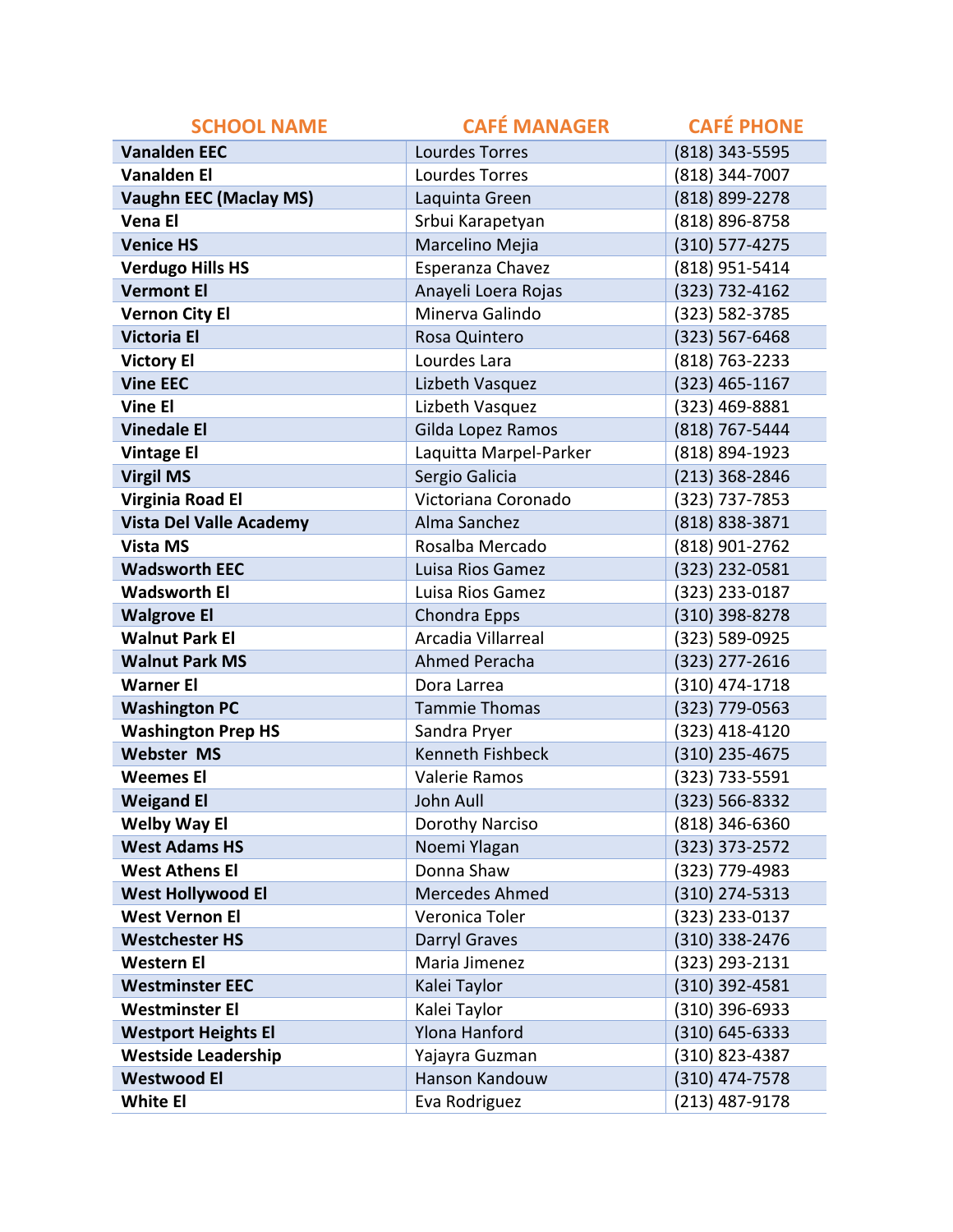| SCHOOL NAME | CAFÉ MANAGER | CAFÉ PHONE |
|---|---|---|
| **Vanalden EEC** | Lourdes Torres | (818) 343-5595 |
| **Vanalden El** | Lourdes Torres | (818) 344-7007 |
| **Vaughn EEC (Maclay MS)** | Laquinta Green | (818) 899-2278 |
| **Vena El** | Srbui Karapetyan | (818) 896-8758 |
| **Venice HS** | Marcelino Mejia | (310) 577-4275 |
| **Verdugo Hills HS** | Esperanza Chavez | (818) 951-5414 |
| **Vermont El** | Anayeli Loera Rojas | (323) 732-4162 |
| **Vernon City El** | Minerva Galindo | (323) 582-3785 |
| **Victoria El** | Rosa Quintero | (323) 567-6468 |
| **Victory El** | Lourdes Lara | (818) 763-2233 |
| **Vine EEC** | Lizbeth Vasquez | (323) 465-1167 |
| **Vine El** | Lizbeth Vasquez | (323) 469-8881 |
| **Vinedale El** | Gilda Lopez Ramos | (818) 767-5444 |
| **Vintage El** | Laquitta Marpel-Parker | (818) 894-1923 |
| **Virgil MS** | Sergio Galicia | (213) 368-2846 |
| **Virginia Road El** | Victoriana Coronado | (323) 737-7853 |
| **Vista Del Valle Academy** | Alma Sanchez | (818) 838-3871 |
| **Vista MS** | Rosalba Mercado | (818) 901-2762 |
| **Wadsworth EEC** | Luisa Rios Gamez | (323) 232-0581 |
| **Wadsworth El** | Luisa Rios Gamez | (323) 233-0187 |
| **Walgrove El** | Chondra Epps | (310) 398-8278 |
| **Walnut Park El** | Arcadia Villarreal | (323) 589-0925 |
| **Walnut Park MS** | Ahmed Peracha | (323) 277-2616 |
| **Warner El** | Dora Larrea | (310) 474-1718 |
| **Washington PC** | Tammie Thomas | (323) 779-0563 |
| **Washington Prep HS** | Sandra Pryer | (323) 418-4120 |
| **Webster MS** | Kenneth Fishbeck | (310) 235-4675 |
| **Weemes El** | Valerie Ramos | (323) 733-5591 |
| **Weigand El** | John Aull | (323) 566-8332 |
| **Welby Way El** | Dorothy Narciso | (818) 346-6360 |
| **West Adams HS** | Noemi Ylagan | (323) 373-2572 |
| **West Athens El** | Donna Shaw | (323) 779-4983 |
| **West Hollywood El** | Mercedes Ahmed | (310) 274-5313 |
| **West Vernon El** | Veronica Toler | (323) 233-0137 |
| **Westchester HS** | Darryl Graves | (310) 338-2476 |
| **Western El** | Maria Jimenez | (323) 293-2131 |
| **Westminster EEC** | Kalei Taylor | (310) 392-4581 |
| **Westminster El** | Kalei Taylor | (310) 396-6933 |
| **Westport Heights El** | Ylona Hanford | (310) 645-6333 |
| **Westside Leadership** | Yajayra Guzman | (310) 823-4387 |
| **Westwood El** | Hanson Kandouw | (310) 474-7578 |
| **White El** | Eva Rodriguez | (213) 487-9178 |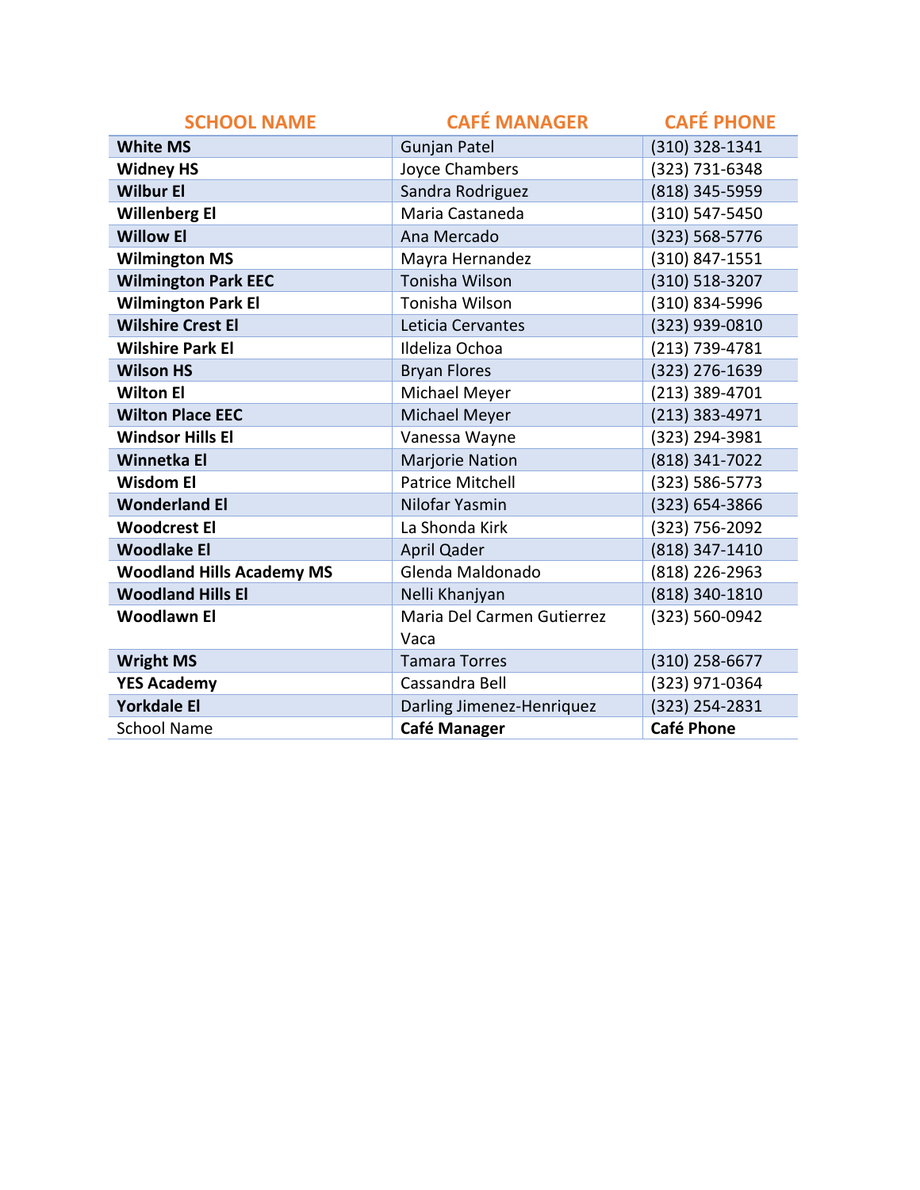| SCHOOL NAME | CAFÉ MANAGER | CAFÉ PHONE |
|---|---|---|
| **White MS** | Gunjan Patel | (310) 328-1341 |
| **Widney HS** | Joyce Chambers | (323) 731-6348 |
| **Wilbur El** | Sandra Rodriguez | (818) 345-5959 |
| **Willenberg El** | Maria Castaneda | (310) 547-5450 |
| **Willow El** | Ana Mercado | (323) 568-5776 |
| **Wilmington MS** | Mayra Hernandez | (310) 847-1551 |
| **Wilmington Park EEC** | Tonisha Wilson | (310) 518-3207 |
| **Wilmington Park El** | Tonisha Wilson | (310) 834-5996 |
| **Wilshire Crest El** | Leticia Cervantes | (323) 939-0810 |
| **Wilshire Park El** | Ildeliza Ochoa | (213) 739-4781 |
| **Wilson HS** | Bryan Flores | (323) 276-1639 |
| **Wilton El** | Michael Meyer | (213) 389-4701 |
| **Wilton Place EEC** | Michael Meyer | (213) 383-4971 |
| **Windsor Hills El** | Vanessa Wayne | (323) 294-3981 |
| **Winnetka El** | Marjorie Nation | (818) 341-7022 |
| **Wisdom El** | Patrice Mitchell | (323) 586-5773 |
| **Wonderland El** | Nilofar Yasmin | (323) 654-3866 |
| **Woodcrest El** | La Shonda Kirk | (323) 756-2092 |
| **Woodlake El** | April Qader | (818) 347-1410 |
| **Woodland Hills Academy MS** | Glenda Maldonado | (818) 226-2963 |
| **Woodland Hills El** | Nelli Khanjyan | (818) 340-1810 |
| **Woodlawn El** | Maria Del Carmen Gutierrez Vaca | (323) 560-0942 |
| **Wright MS** | Tamara Torres | (310) 258-6677 |
| **YES Academy** | Cassandra Bell | (323) 971-0364 |
| **Yorkdale El** | Darling Jimenez-Henriquez | (323) 254-2831 |
| School Name | **Café Manager** | **Café Phone** |